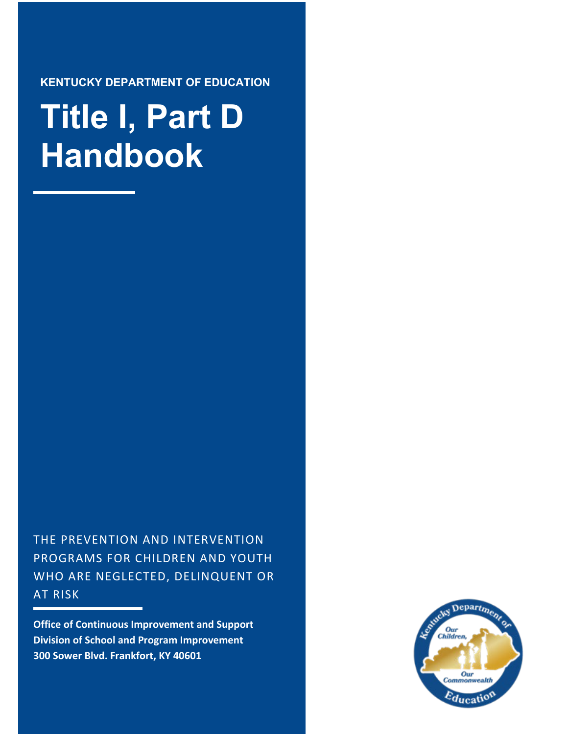**KENTUCKY DEPARTMENT OF EDUCATION**

# Title I, Part D Handbook

THE PREVENTION AND INTERVENTION PROGRAMS FOR CHILDREN AND YOUTH WHO ARE NEGLECTED, DELINQUENT OR AT RISK

**Office of Continuous Improvement and Support**
**Division of School and Program Improvement**
**300 Sower Blvd. Frankfort, KY 40601**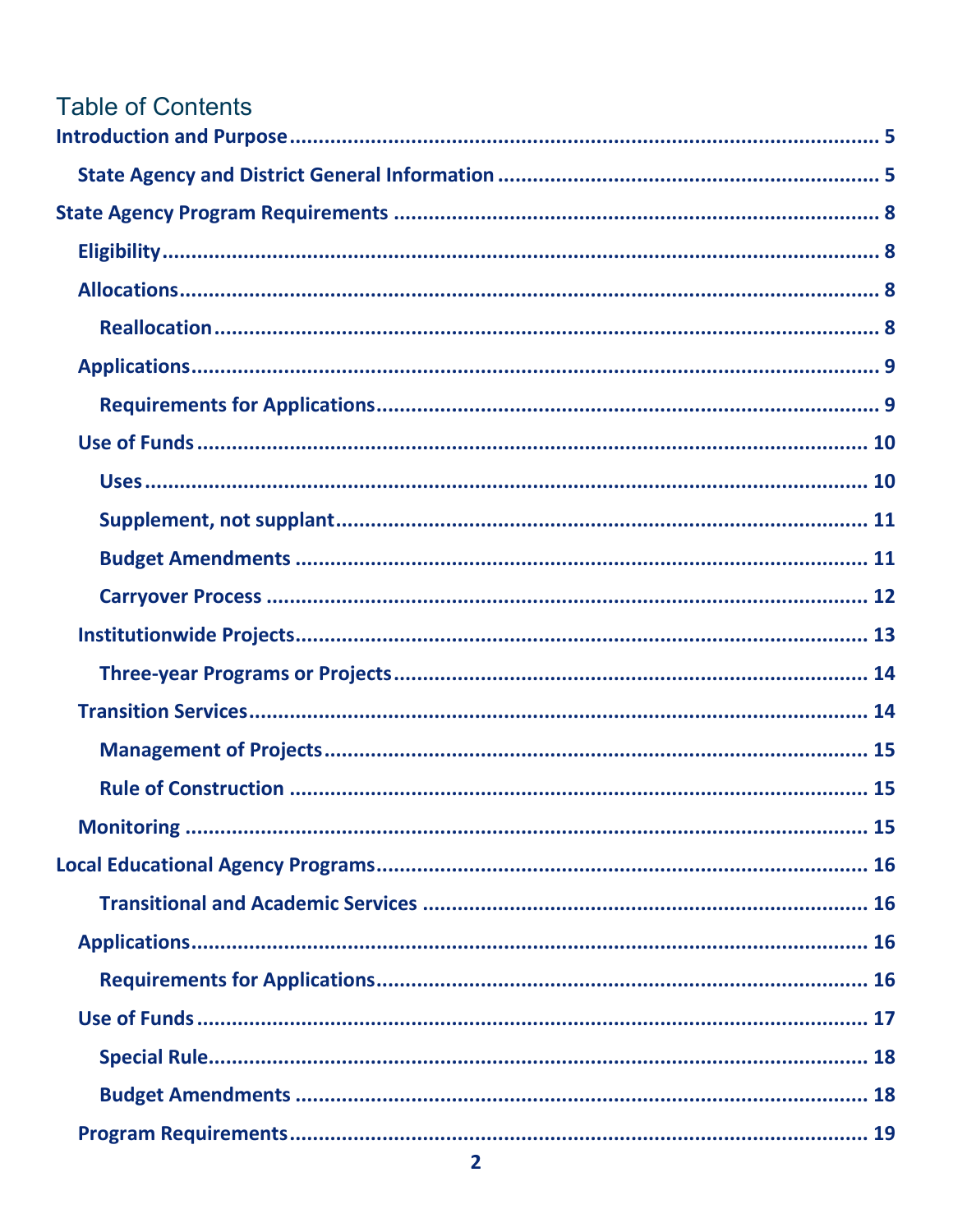# Table of Contents

- Introduction and Purpose ... 5
  - State Agency and District General Information ... 5
- State Agency Program Requirements ... 8
  - Eligibility ... 8
  - Allocations ... 8
    - Reallocation ... 8
  - Applications ... 9
    - Requirements for Applications ... 9
  - Use of Funds ... 10
    - Uses ... 10
    - Supplement, not supplant ... 11
    - Budget Amendments ... 11
    - Carryover Process ... 12
  - Institutionwide Projects ... 13
    - Three-year Programs or Projects ... 14
  - Transition Services ... 14
    - Management of Projects ... 15
    - Rule of Construction ... 15
  - Monitoring ... 15
- Local Educational Agency Programs ... 16
    - Transitional and Academic Services ... 16
  - Applications ... 16
    - Requirements for Applications ... 16
  - Use of Funds ... 17
    - Special Rule ... 18
    - Budget Amendments ... 18
  - Program Requirements ... 19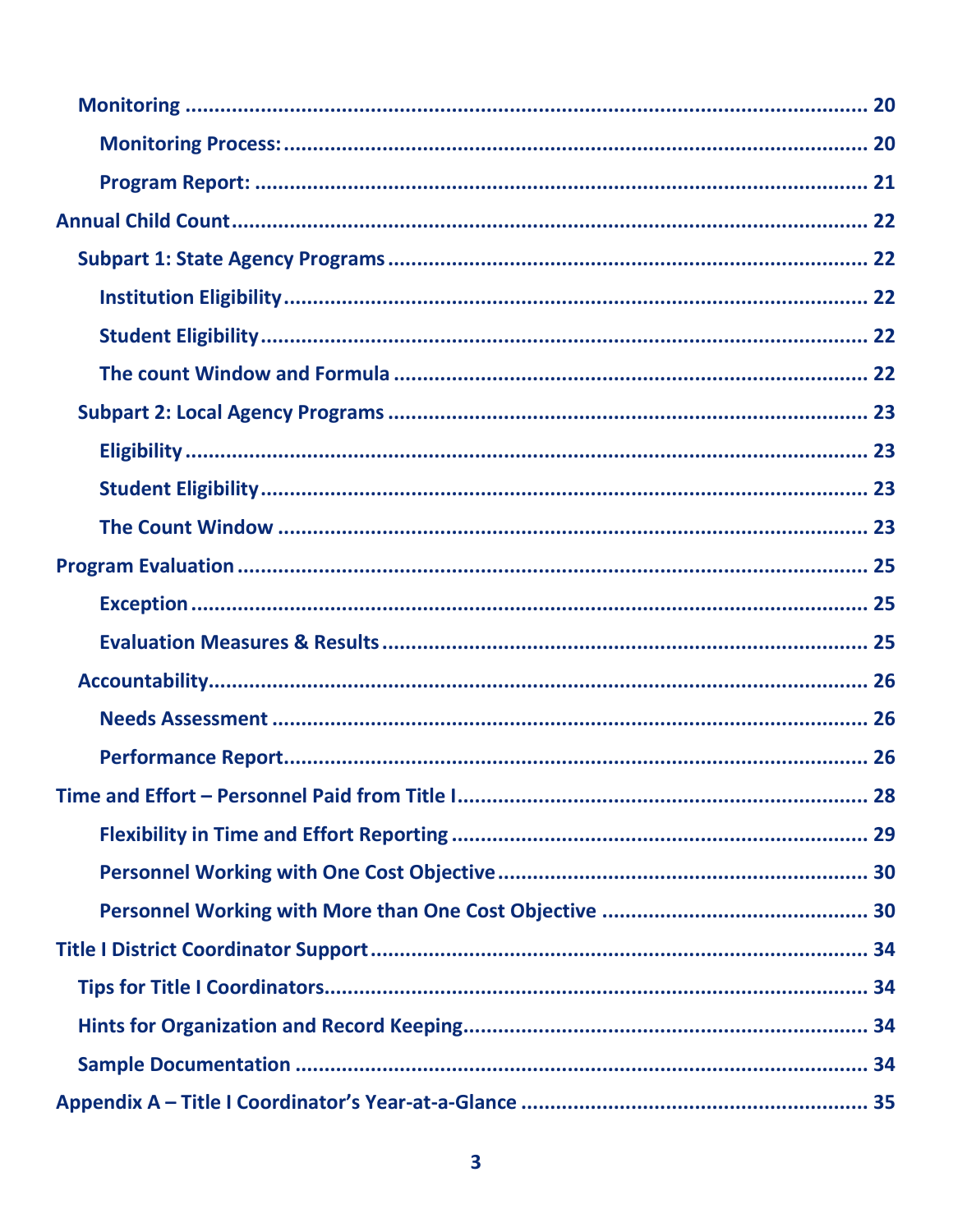- Monitoring ... 20
  - Monitoring Process: ... 20
  - Program Report: ... 21
- Annual Child Count ... 22
  - Subpart 1: State Agency Programs ... 22
    - Institution Eligibility ... 22
    - Student Eligibility ... 22
    - The count Window and Formula ... 22
  - Subpart 2: Local Agency Programs ... 23
    - Eligibility ... 23
    - Student Eligibility ... 23
    - The Count Window ... 23
- Program Evaluation ... 25
    - Exception ... 25
    - Evaluation Measures & Results ... 25
  - Accountability ... 26
    - Needs Assessment ... 26
    - Performance Report ... 26
- Time and Effort – Personnel Paid from Title I ... 28
    - Flexibility in Time and Effort Reporting ... 29
    - Personnel Working with One Cost Objective ... 30
    - Personnel Working with More than One Cost Objective ... 30
- Title I District Coordinator Support ... 34
  - Tips for Title I Coordinators ... 34
  - Hints for Organization and Record Keeping ... 34
  - Sample Documentation ... 34
- Appendix A – Title I Coordinator's Year-at-a-Glance ... 35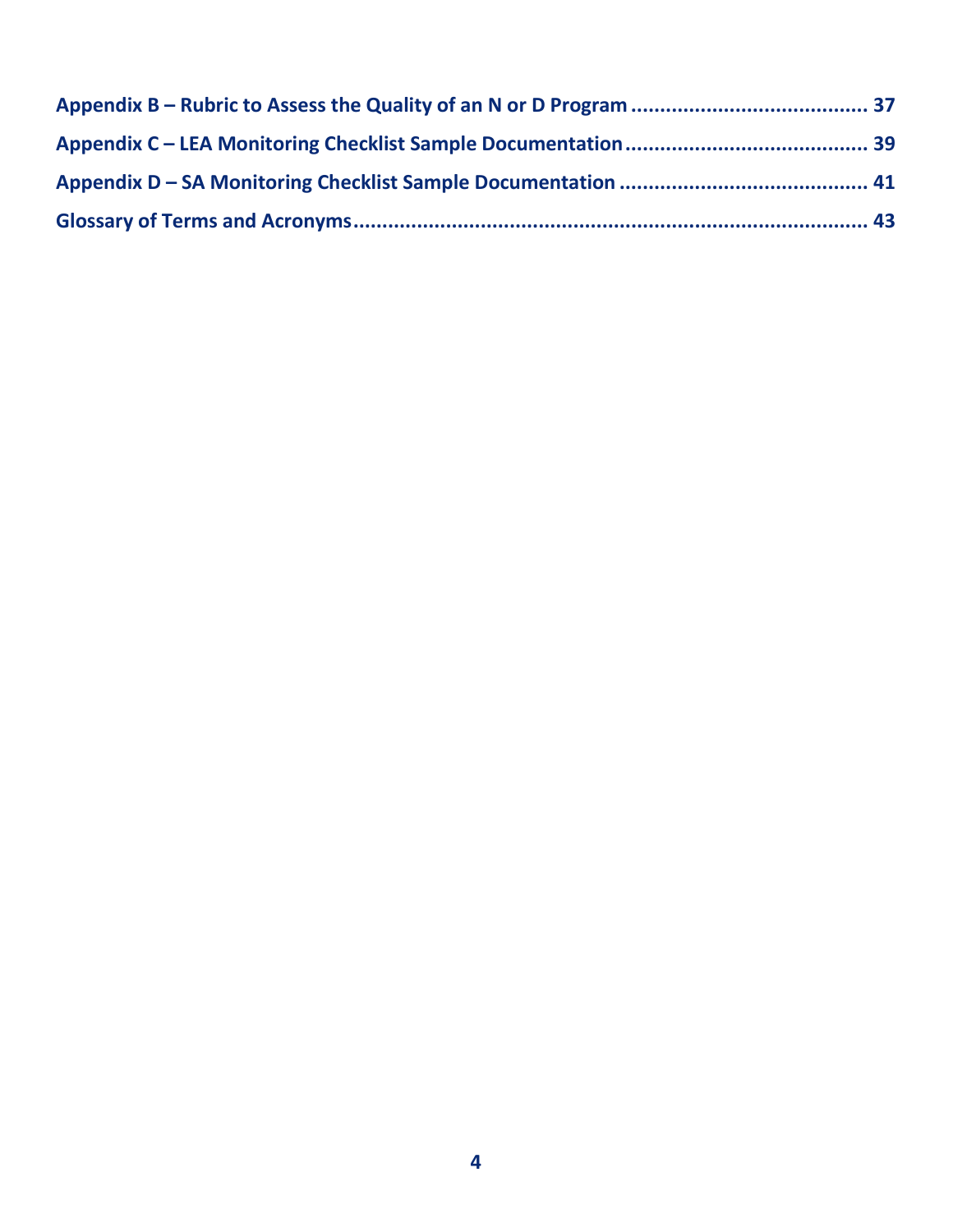**Appendix B – Rubric to Assess the Quality of an N or D Program ........................................ 37**

**Appendix C – LEA Monitoring Checklist Sample Documentation ......................................... 39**

**Appendix D – SA Monitoring Checklist Sample Documentation .......................................... 41**

**Glossary of Terms and Acronyms ........................................................................................ 43**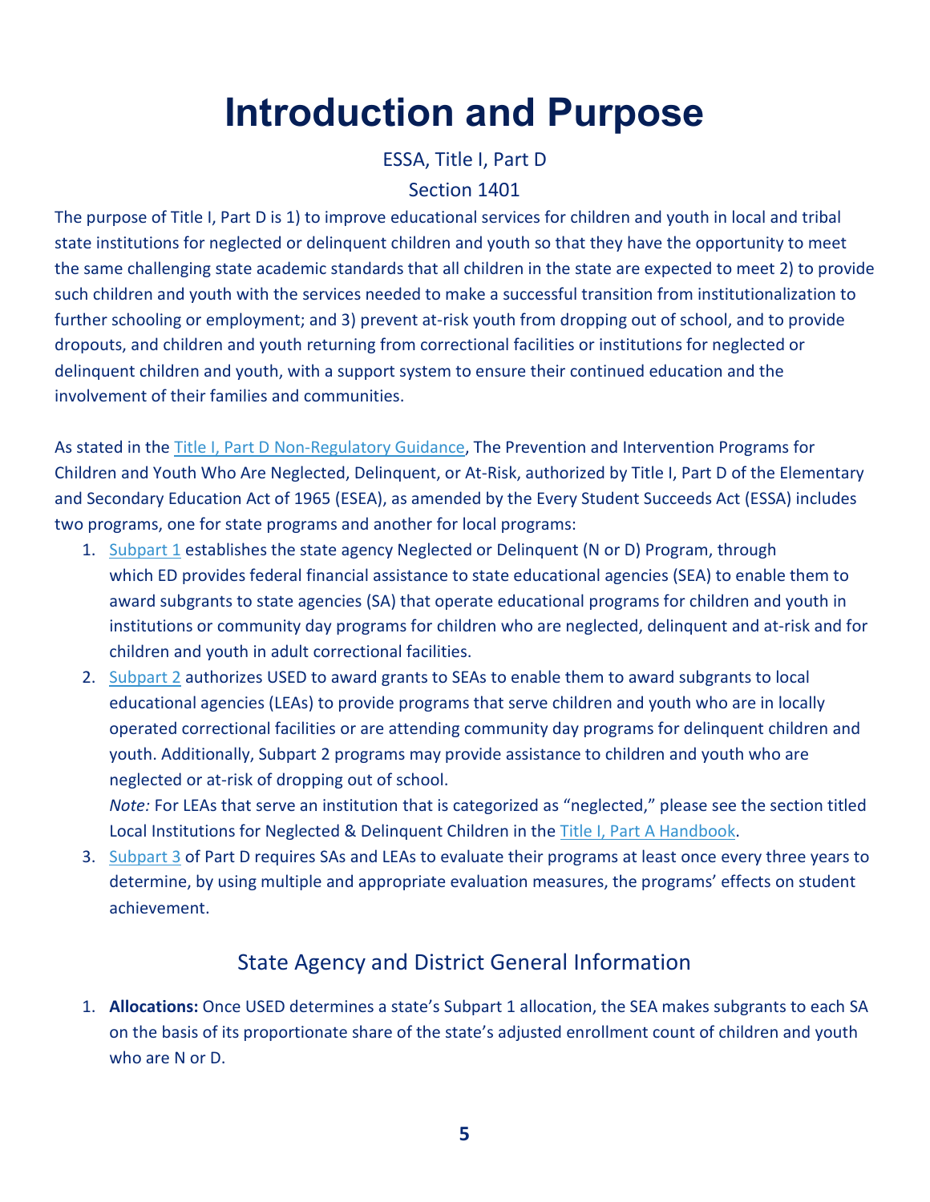# Introduction and Purpose

ESSA, Title I, Part D

Section 1401

The purpose of Title I, Part D is 1) to improve educational services for children and youth in local and tribal state institutions for neglected or delinquent children and youth so that they have the opportunity to meet the same challenging state academic standards that all children in the state are expected to meet 2) to provide such children and youth with the services needed to make a successful transition from institutionalization to further schooling or employment; and 3) prevent at-risk youth from dropping out of school, and to provide dropouts, and children and youth returning from correctional facilities or institutions for neglected or delinquent children and youth, with a support system to ensure their continued education and the involvement of their families and communities.

As stated in the Title I, Part D Non-Regulatory Guidance, The Prevention and Intervention Programs for Children and Youth Who Are Neglected, Delinquent, or At-Risk, authorized by Title I, Part D of the Elementary and Secondary Education Act of 1965 (ESEA), as amended by the Every Student Succeeds Act (ESSA) includes two programs, one for state programs and another for local programs:

1. Subpart 1 establishes the state agency Neglected or Delinquent (N or D) Program, through which ED provides federal financial assistance to state educational agencies (SEA) to enable them to award subgrants to state agencies (SA) that operate educational programs for children and youth in institutions or community day programs for children who are neglected, delinquent and at-risk and for children and youth in adult correctional facilities.
2. Subpart 2 authorizes USED to award grants to SEAs to enable them to award subgrants to local educational agencies (LEAs) to provide programs that serve children and youth who are in locally operated correctional facilities or are attending community day programs for delinquent children and youth. Additionally, Subpart 2 programs may provide assistance to children and youth who are neglected or at-risk of dropping out of school.
   *Note:* For LEAs that serve an institution that is categorized as "neglected," please see the section titled Local Institutions for Neglected & Delinquent Children in the Title I, Part A Handbook.
3. Subpart 3 of Part D requires SAs and LEAs to evaluate their programs at least once every three years to determine, by using multiple and appropriate evaluation measures, the programs' effects on student achievement.

## State Agency and District General Information

1. **Allocations:** Once USED determines a state's Subpart 1 allocation, the SEA makes subgrants to each SA on the basis of its proportionate share of the state's adjusted enrollment count of children and youth who are N or D.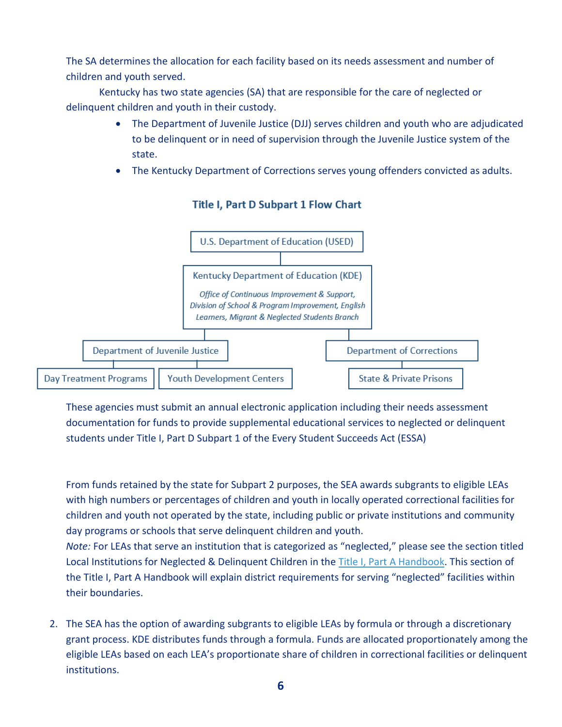The SA determines the allocation for each facility based on its needs assessment and number of children and youth served.

Kentucky has two state agencies (SA) that are responsible for the care of neglected or delinquent children and youth in their custody.

- The Department of Juvenile Justice (DJJ) serves children and youth who are adjudicated to be delinquent or in need of supervision through the Juvenile Justice system of the state.
- The Kentucky Department of Corrections serves young offenders convicted as adults.

### Title I, Part D Subpart 1 Flow Chart

- U.S. Department of Education (USED)
  - Kentucky Department of Education (KDE)
    *Office of Continuous Improvement & Support, Division of School & Program Improvement, English Learners, Migrant & Neglected Students Branch*
    - Department of Juvenile Justice
      - Day Treatment Programs
      - Youth Development Centers
    - Department of Corrections
      - State & Private Prisons

These agencies must submit an annual electronic application including their needs assessment documentation for funds to provide supplemental educational services to neglected or delinquent students under Title I, Part D Subpart 1 of the Every Student Succeeds Act (ESSA)

From funds retained by the state for Subpart 2 purposes, the SEA awards subgrants to eligible LEAs with high numbers or percentages of children and youth in locally operated correctional facilities for children and youth not operated by the state, including public or private institutions and community day programs or schools that serve delinquent children and youth.

*Note:* For LEAs that serve an institution that is categorized as "neglected," please see the section titled Local Institutions for Neglected & Delinquent Children in the Title I, Part A Handbook. This section of the Title I, Part A Handbook will explain district requirements for serving "neglected" facilities within their boundaries.

2. The SEA has the option of awarding subgrants to eligible LEAs by formula or through a discretionary grant process. KDE distributes funds through a formula. Funds are allocated proportionately among the eligible LEAs based on each LEA's proportionate share of children in correctional facilities or delinquent institutions.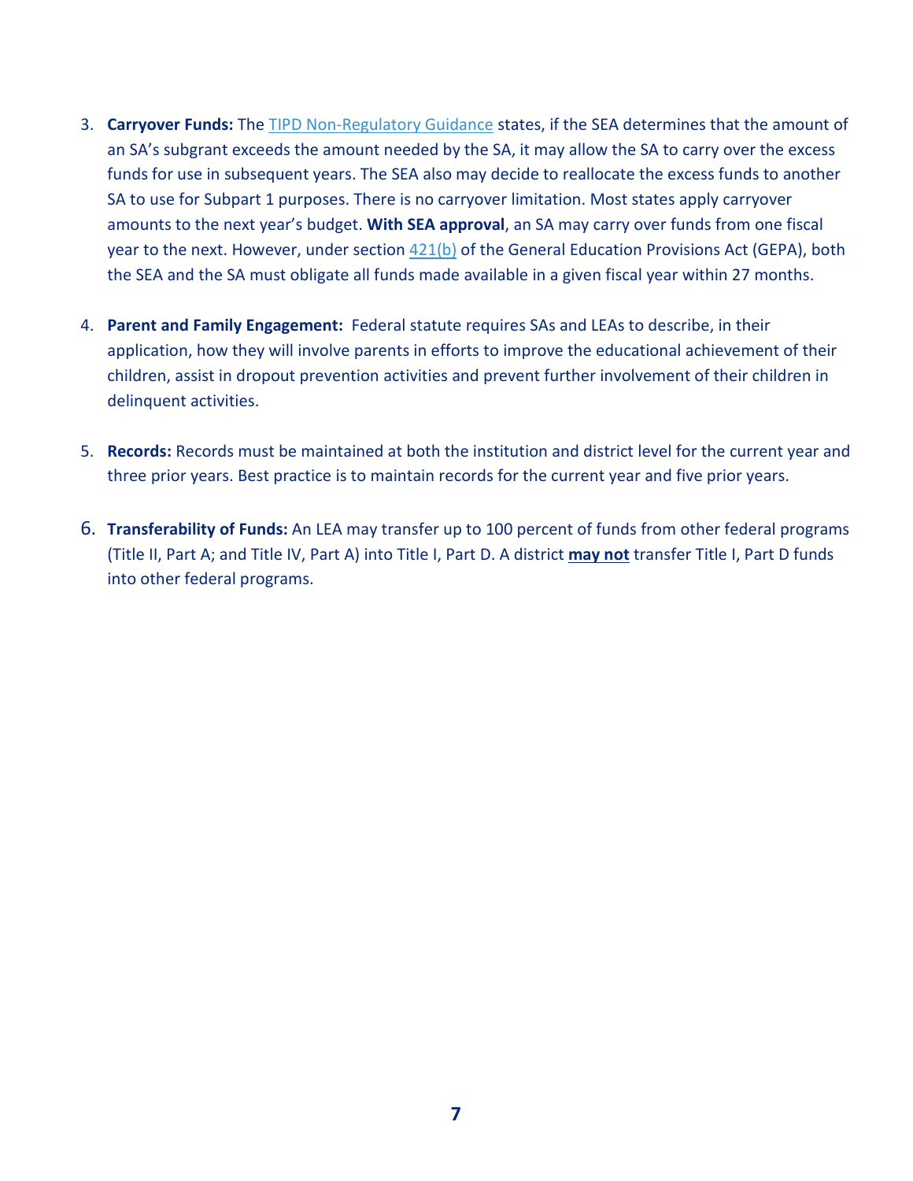3. **Carryover Funds:** The TIPD Non-Regulatory Guidance states, if the SEA determines that the amount of an SA's subgrant exceeds the amount needed by the SA, it may allow the SA to carry over the excess funds for use in subsequent years. The SEA also may decide to reallocate the excess funds to another SA to use for Subpart 1 purposes. There is no carryover limitation. Most states apply carryover amounts to the next year's budget. **With SEA approval**, an SA may carry over funds from one fiscal year to the next. However, under section 421(b) of the General Education Provisions Act (GEPA), both the SEA and the SA must obligate all funds made available in a given fiscal year within 27 months.

4. **Parent and Family Engagement:** Federal statute requires SAs and LEAs to describe, in their application, how they will involve parents in efforts to improve the educational achievement of their children, assist in dropout prevention activities and prevent further involvement of their children in delinquent activities.

5. **Records:** Records must be maintained at both the institution and district level for the current year and three prior years. Best practice is to maintain records for the current year and five prior years.

6. **Transferability of Funds:** An LEA may transfer up to 100 percent of funds from other federal programs (Title II, Part A; and Title IV, Part A) into Title I, Part D. A district **may not** transfer Title I, Part D funds into other federal programs.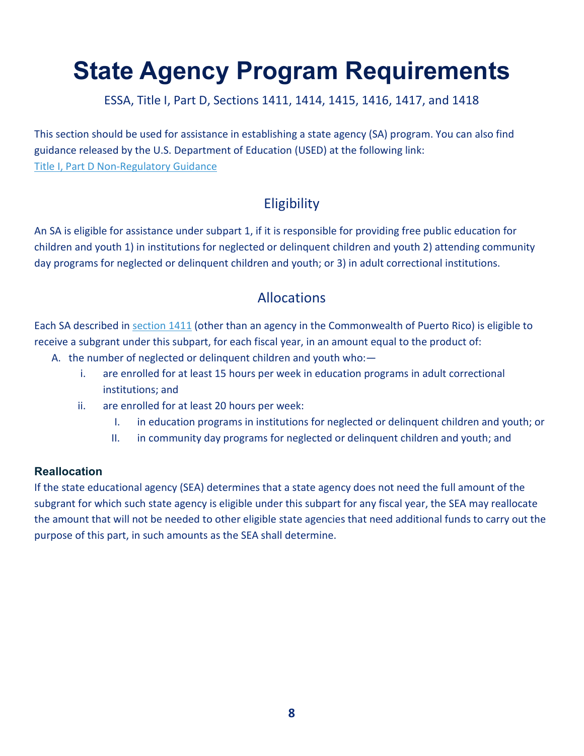# State Agency Program Requirements

ESSA, Title I, Part D, Sections 1411, 1414, 1415, 1416, 1417, and 1418

This section should be used for assistance in establishing a state agency (SA) program. You can also find guidance released by the U.S. Department of Education (USED) at the following link: [Title I, Part D Non-Regulatory Guidance]()

## Eligibility

An SA is eligible for assistance under subpart 1, if it is responsible for providing free public education for children and youth 1) in institutions for neglected or delinquent children and youth 2) attending community day programs for neglected or delinquent children and youth; or 3) in adult correctional institutions.

## Allocations

Each SA described in [section 1411]() (other than an agency in the Commonwealth of Puerto Rico) is eligible to receive a subgrant under this subpart, for each fiscal year, in an amount equal to the product of:

A. the number of neglected or delinquent children and youth who:—
   i. are enrolled for at least 15 hours per week in education programs in adult correctional institutions; and
   ii. are enrolled for at least 20 hours per week:
      I. in education programs in institutions for neglected or delinquent children and youth; or
      II. in community day programs for neglected or delinquent children and youth; and

### Reallocation

If the state educational agency (SEA) determines that a state agency does not need the full amount of the subgrant for which such state agency is eligible under this subpart for any fiscal year, the SEA may reallocate the amount that will not be needed to other eligible state agencies that need additional funds to carry out the purpose of this part, in such amounts as the SEA shall determine.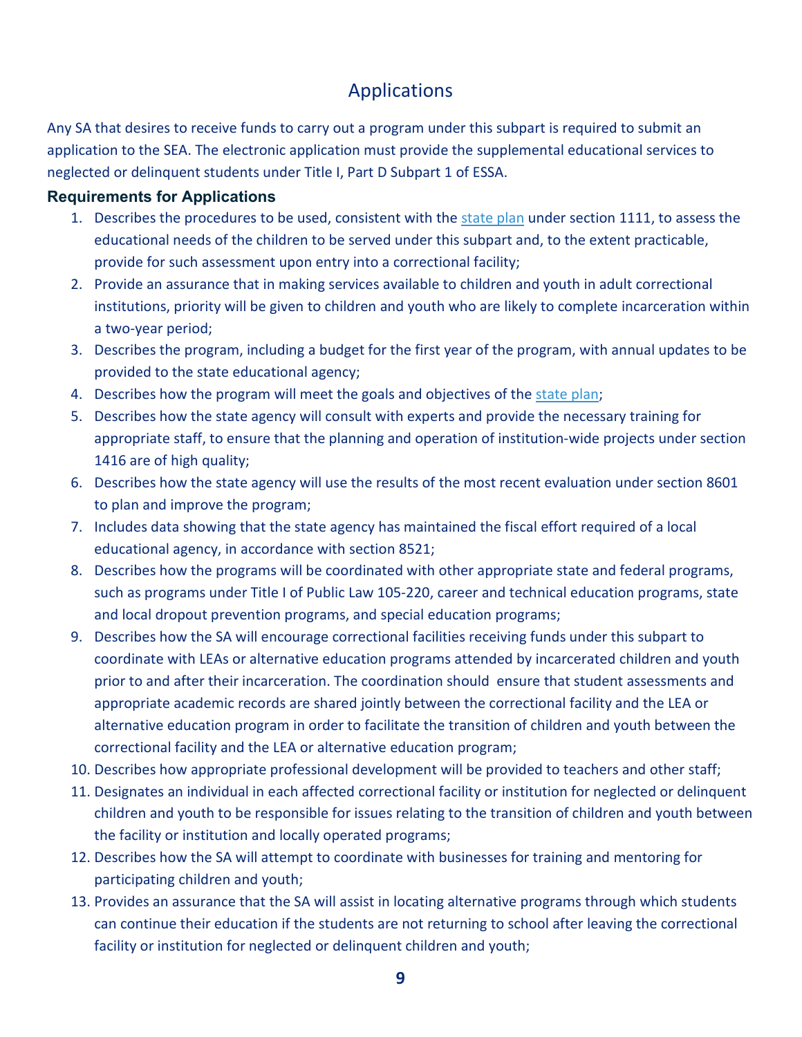# Applications

Any SA that desires to receive funds to carry out a program under this subpart is required to submit an application to the SEA. The electronic application must provide the supplemental educational services to neglected or delinquent students under Title I, Part D Subpart 1 of ESSA.

### Requirements for Applications

1. Describes the procedures to be used, consistent with the state plan under section 1111, to assess the educational needs of the children to be served under this subpart and, to the extent practicable, provide for such assessment upon entry into a correctional facility;
2. Provide an assurance that in making services available to children and youth in adult correctional institutions, priority will be given to children and youth who are likely to complete incarceration within a two-year period;
3. Describes the program, including a budget for the first year of the program, with annual updates to be provided to the state educational agency;
4. Describes how the program will meet the goals and objectives of the state plan;
5. Describes how the state agency will consult with experts and provide the necessary training for appropriate staff, to ensure that the planning and operation of institution-wide projects under section 1416 are of high quality;
6. Describes how the state agency will use the results of the most recent evaluation under section 8601 to plan and improve the program;
7. Includes data showing that the state agency has maintained the fiscal effort required of a local educational agency, in accordance with section 8521;
8. Describes how the programs will be coordinated with other appropriate state and federal programs, such as programs under Title I of Public Law 105-220, career and technical education programs, state and local dropout prevention programs, and special education programs;
9. Describes how the SA will encourage correctional facilities receiving funds under this subpart to coordinate with LEAs or alternative education programs attended by incarcerated children and youth prior to and after their incarceration. The coordination should ensure that student assessments and appropriate academic records are shared jointly between the correctional facility and the LEA or alternative education program in order to facilitate the transition of children and youth between the correctional facility and the LEA or alternative education program;
10. Describes how appropriate professional development will be provided to teachers and other staff;
11. Designates an individual in each affected correctional facility or institution for neglected or delinquent children and youth to be responsible for issues relating to the transition of children and youth between the facility or institution and locally operated programs;
12. Describes how the SA will attempt to coordinate with businesses for training and mentoring for participating children and youth;
13. Provides an assurance that the SA will assist in locating alternative programs through which students can continue their education if the students are not returning to school after leaving the correctional facility or institution for neglected or delinquent children and youth;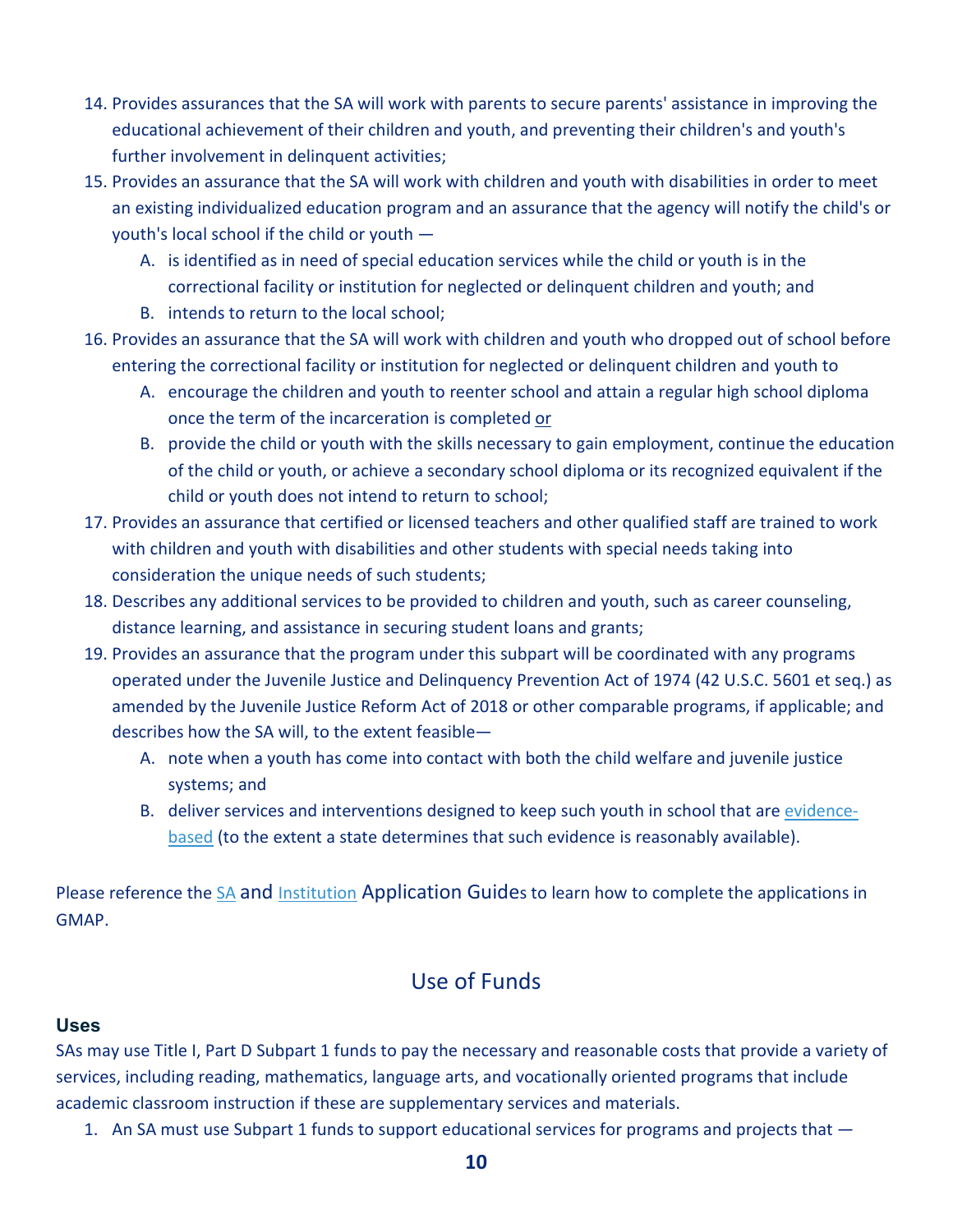14. Provides assurances that the SA will work with parents to secure parents' assistance in improving the educational achievement of their children and youth, and preventing their children's and youth's further involvement in delinquent activities;
15. Provides an assurance that the SA will work with children and youth with disabilities in order to meet an existing individualized education program and an assurance that the agency will notify the child's or youth's local school if the child or youth —
    A. is identified as in need of special education services while the child or youth is in the correctional facility or institution for neglected or delinquent children and youth; and
    B. intends to return to the local school;
16. Provides an assurance that the SA will work with children and youth who dropped out of school before entering the correctional facility or institution for neglected or delinquent children and youth to
    A. encourage the children and youth to reenter school and attain a regular high school diploma once the term of the incarceration is completed or
    B. provide the child or youth with the skills necessary to gain employment, continue the education of the child or youth, or achieve a secondary school diploma or its recognized equivalent if the child or youth does not intend to return to school;
17. Provides an assurance that certified or licensed teachers and other qualified staff are trained to work with children and youth with disabilities and other students with special needs taking into consideration the unique needs of such students;
18. Describes any additional services to be provided to children and youth, such as career counseling, distance learning, and assistance in securing student loans and grants;
19. Provides an assurance that the program under this subpart will be coordinated with any programs operated under the Juvenile Justice and Delinquency Prevention Act of 1974 (42 U.S.C. 5601 et seq.) as amended by the Juvenile Justice Reform Act of 2018 or other comparable programs, if applicable; and describes how the SA will, to the extent feasible—
    A. note when a youth has come into contact with both the child welfare and juvenile justice systems; and
    B. deliver services and interventions designed to keep such youth in school that are evidence-based (to the extent a state determines that such evidence is reasonably available).

Please reference the SA and Institution Application Guides to learn how to complete the applications in GMAP.

## Use of Funds

### Uses

SAs may use Title I, Part D Subpart 1 funds to pay the necessary and reasonable costs that provide a variety of services, including reading, mathematics, language arts, and vocationally oriented programs that include academic classroom instruction if these are supplementary services and materials.

1. An SA must use Subpart 1 funds to support educational services for programs and projects that —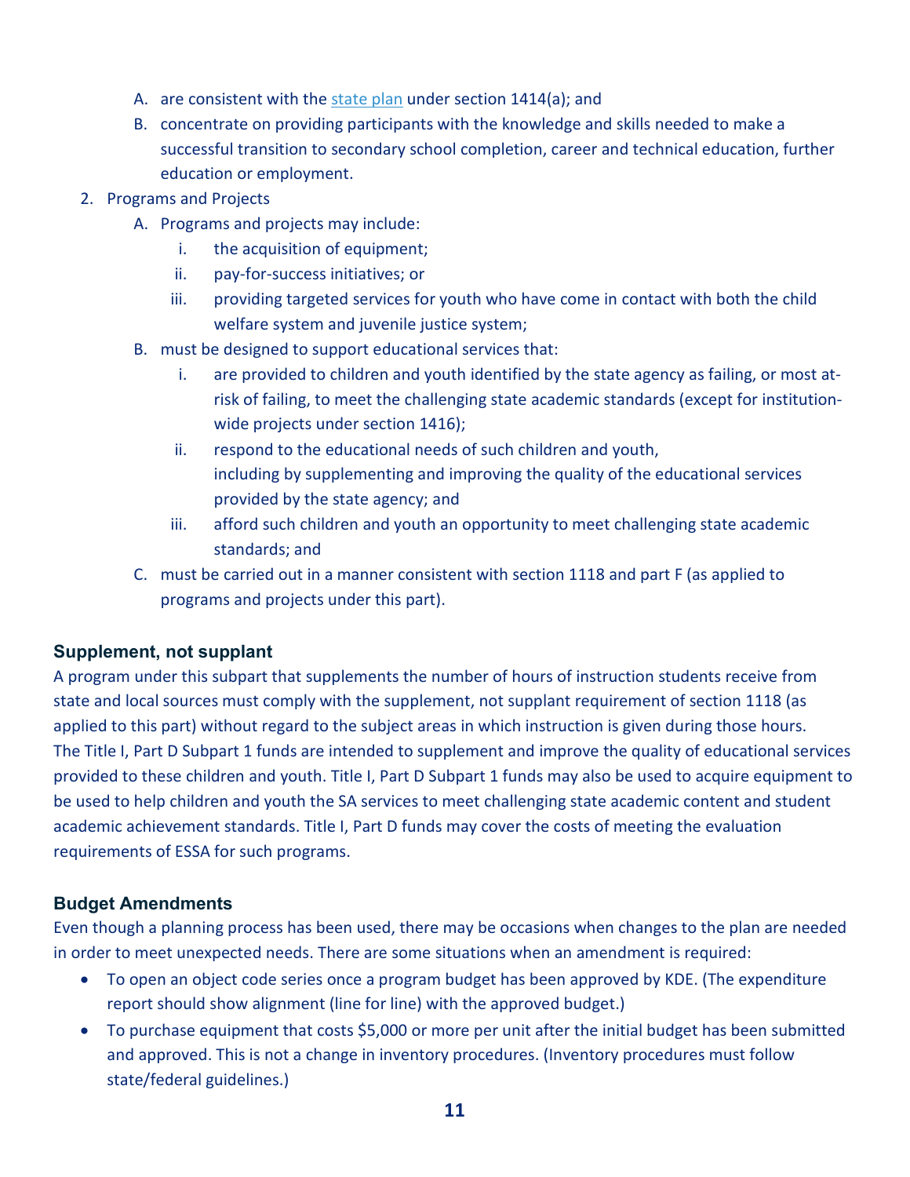A. are consistent with the [state plan](state plan) under section 1414(a); and
   B. concentrate on providing participants with the knowledge and skills needed to make a successful transition to secondary school completion, career and technical education, further education or employment.

2. Programs and Projects
   A. Programs and projects may include:
      i. the acquisition of equipment;
      ii. pay-for-success initiatives; or
      iii. providing targeted services for youth who have come in contact with both the child welfare system and juvenile justice system;
   B. must be designed to support educational services that:
      i. are provided to children and youth identified by the state agency as failing, or most at-risk of failing, to meet the challenging state academic standards (except for institution-wide projects under section 1416);
      ii. respond to the educational needs of such children and youth, including by supplementing and improving the quality of the educational services provided by the state agency; and
      iii. afford such children and youth an opportunity to meet challenging state academic standards; and
   C. must be carried out in a manner consistent with section 1118 and part F (as applied to programs and projects under this part).

### Supplement, not supplant

A program under this subpart that supplements the number of hours of instruction students receive from state and local sources must comply with the supplement, not supplant requirement of section 1118 (as applied to this part) without regard to the subject areas in which instruction is given during those hours. The Title I, Part D Subpart 1 funds are intended to supplement and improve the quality of educational services provided to these children and youth. Title I, Part D Subpart 1 funds may also be used to acquire equipment to be used to help children and youth the SA services to meet challenging state academic content and student academic achievement standards. Title I, Part D funds may cover the costs of meeting the evaluation requirements of ESSA for such programs.

### Budget Amendments

Even though a planning process has been used, there may be occasions when changes to the plan are needed in order to meet unexpected needs. There are some situations when an amendment is required:

- To open an object code series once a program budget has been approved by KDE. (The expenditure report should show alignment (line for line) with the approved budget.)
- To purchase equipment that costs $5,000 or more per unit after the initial budget has been submitted and approved. This is not a change in inventory procedures. (Inventory procedures must follow state/federal guidelines.)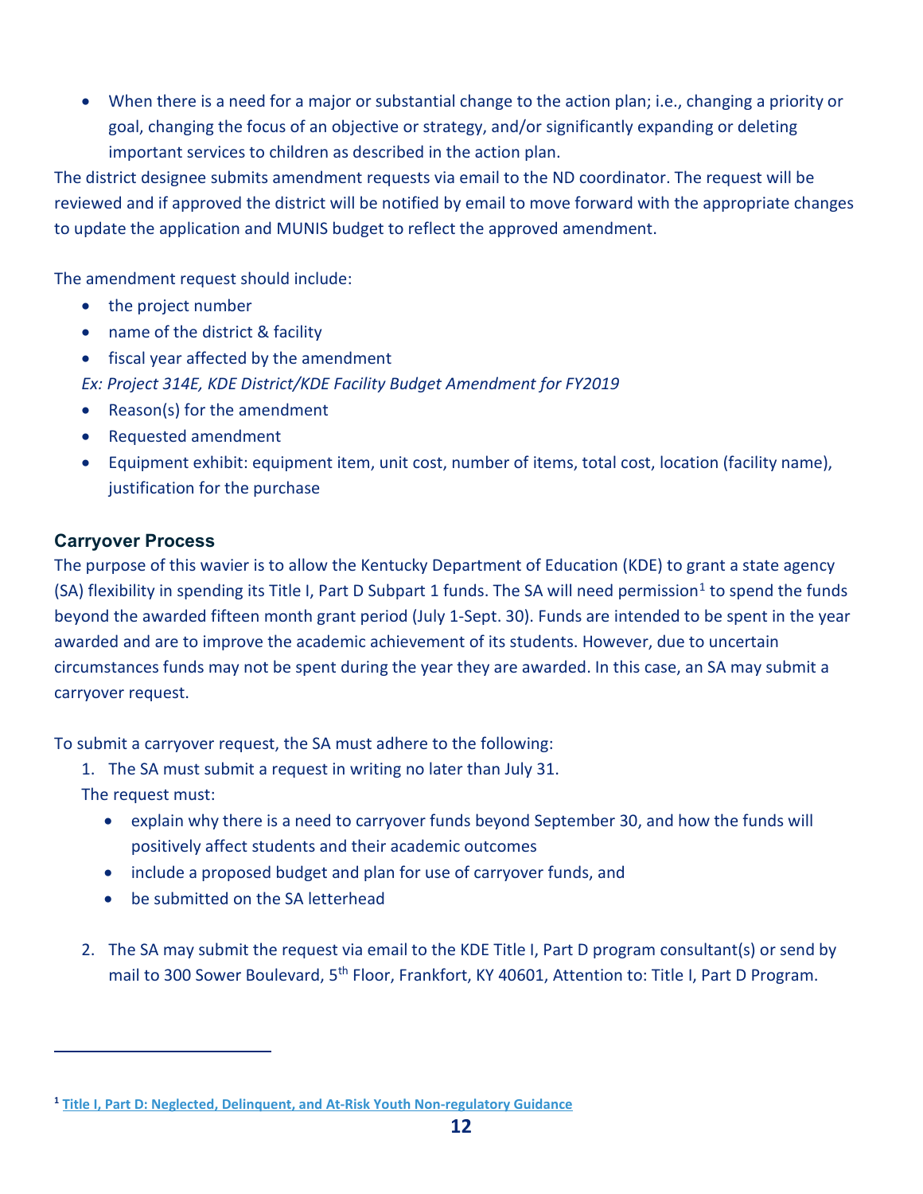- When there is a need for a major or substantial change to the action plan; i.e., changing a priority or goal, changing the focus of an objective or strategy, and/or significantly expanding or deleting important services to children as described in the action plan.

The district designee submits amendment requests via email to the ND coordinator. The request will be reviewed and if approved the district will be notified by email to move forward with the appropriate changes to update the application and MUNIS budget to reflect the approved amendment.

The amendment request should include:

- the project number
- name of the district & facility
- fiscal year affected by the amendment

*Ex: Project 314E, KDE District/KDE Facility Budget Amendment for FY2019*

- Reason(s) for the amendment
- Requested amendment
- Equipment exhibit: equipment item, unit cost, number of items, total cost, location (facility name), justification for the purchase

### Carryover Process

The purpose of this wavier is to allow the Kentucky Department of Education (KDE) to grant a state agency (SA) flexibility in spending its Title I, Part D Subpart 1 funds. The SA will need permission[1] to spend the funds beyond the awarded fifteen month grant period (July 1-Sept. 30). Funds are intended to be spent in the year awarded and are to improve the academic achievement of its students. However, due to uncertain circumstances funds may not be spent during the year they are awarded. In this case, an SA may submit a carryover request.

To submit a carryover request, the SA must adhere to the following:

1. The SA must submit a request in writing no later than July 31.
   The request must:
   - explain why there is a need to carryover funds beyond September 30, and how the funds will positively affect students and their academic outcomes
   - include a proposed budget and plan for use of carryover funds, and
   - be submitted on the SA letterhead

2. The SA may submit the request via email to the KDE Title I, Part D program consultant(s) or send by mail to 300 Sower Boulevard, 5th Floor, Frankfort, KY 40601, Attention to: Title I, Part D Program.

---

[1] Title I, Part D: Neglected, Delinquent, and At-Risk Youth Non-regulatory Guidance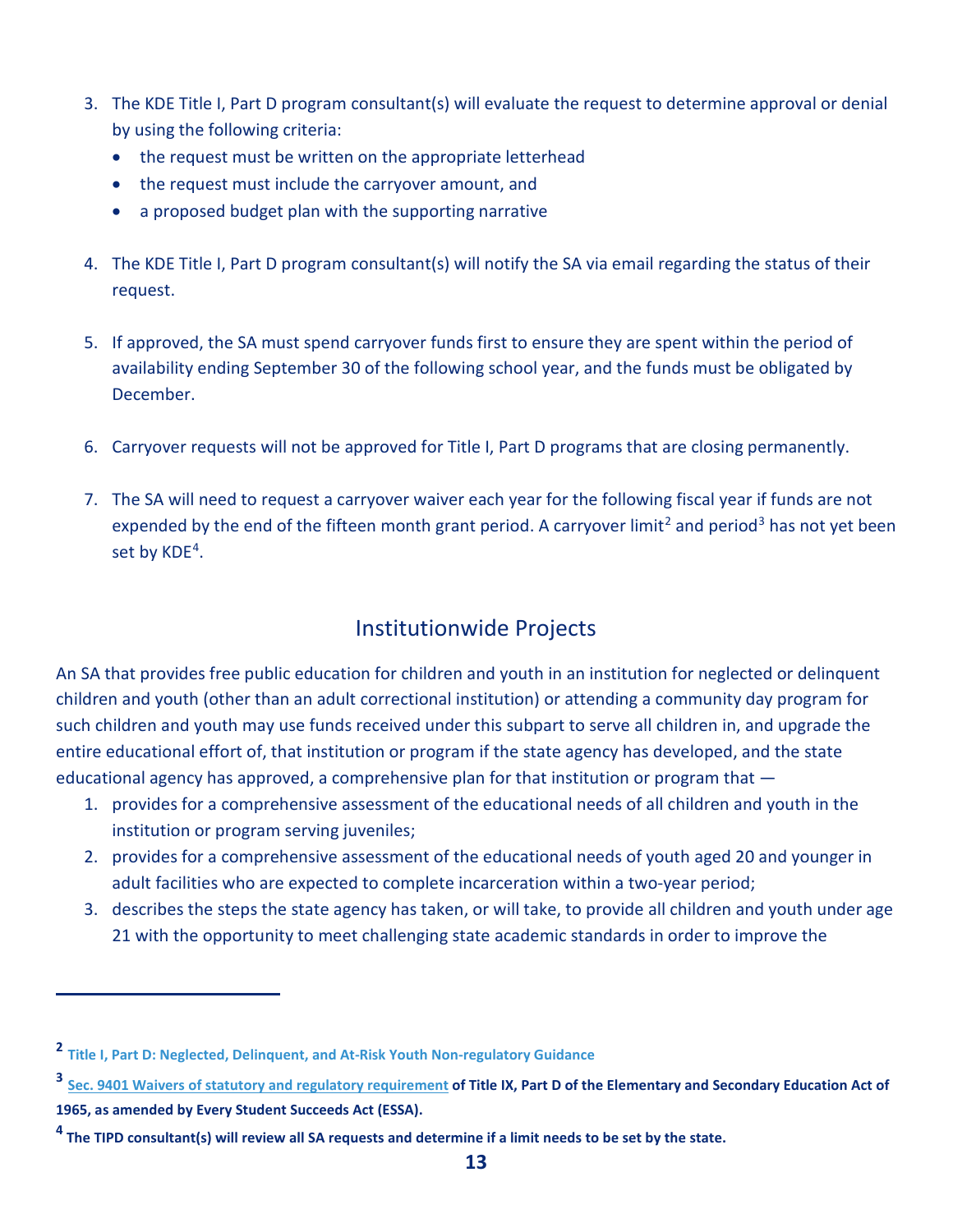3. The KDE Title I, Part D program consultant(s) will evaluate the request to determine approval or denial by using the following criteria:
   - the request must be written on the appropriate letterhead
   - the request must include the carryover amount, and
   - a proposed budget plan with the supporting narrative

4. The KDE Title I, Part D program consultant(s) will notify the SA via email regarding the status of their request.

5. If approved, the SA must spend carryover funds first to ensure they are spent within the period of availability ending September 30 of the following school year, and the funds must be obligated by December.

6. Carryover requests will not be approved for Title I, Part D programs that are closing permanently.

7. The SA will need to request a carryover waiver each year for the following fiscal year if funds are not expended by the end of the fifteen month grant period. A carryover limit[2] and period[3] has not yet been set by KDE[4].

## Institutionwide Projects

An SA that provides free public education for children and youth in an institution for neglected or delinquent children and youth (other than an adult correctional institution) or attending a community day program for such children and youth may use funds received under this subpart to serve all children in, and upgrade the entire educational effort of, that institution or program if the state agency has developed, and the state educational agency has approved, a comprehensive plan for that institution or program that —

1. provides for a comprehensive assessment of the educational needs of all children and youth in the institution or program serving juveniles;
2. provides for a comprehensive assessment of the educational needs of youth aged 20 and younger in adult facilities who are expected to complete incarceration within a two-year period;
3. describes the steps the state agency has taken, or will take, to provide all children and youth under age 21 with the opportunity to meet challenging state academic standards in order to improve the

---

[2] **Title I, Part D: Neglected, Delinquent, and At-Risk Youth Non-regulatory Guidance**

[3] **Sec. 9401 Waivers of statutory and regulatory requirement of Title IX, Part D of the Elementary and Secondary Education Act of 1965, as amended by Every Student Succeeds Act (ESSA).**

[4] **The TIPD consultant(s) will review all SA requests and determine if a limit needs to be set by the state.**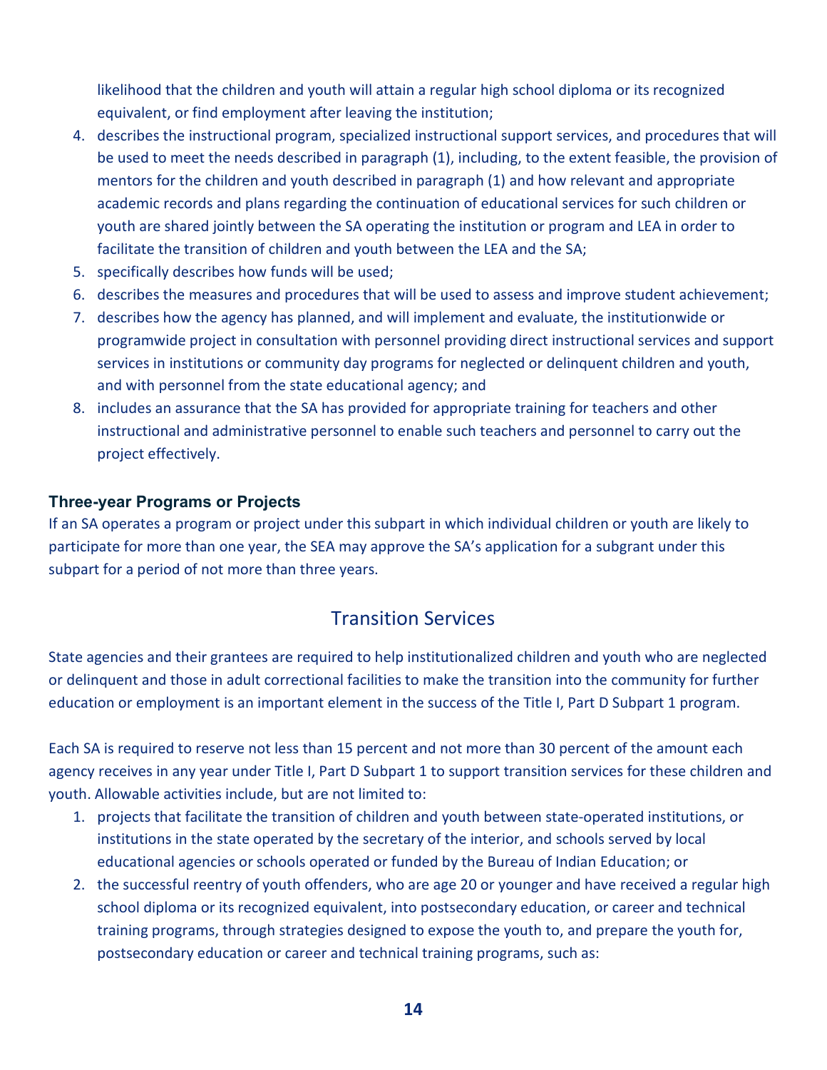likelihood that the children and youth will attain a regular high school diploma or its recognized equivalent, or find employment after leaving the institution;

4. describes the instructional program, specialized instructional support services, and procedures that will be used to meet the needs described in paragraph (1), including, to the extent feasible, the provision of mentors for the children and youth described in paragraph (1) and how relevant and appropriate academic records and plans regarding the continuation of educational services for such children or youth are shared jointly between the SA operating the institution or program and LEA in order to facilitate the transition of children and youth between the LEA and the SA;
5. specifically describes how funds will be used;
6. describes the measures and procedures that will be used to assess and improve student achievement;
7. describes how the agency has planned, and will implement and evaluate, the institutionwide or programwide project in consultation with personnel providing direct instructional services and support services in institutions or community day programs for neglected or delinquent children and youth, and with personnel from the state educational agency; and
8. includes an assurance that the SA has provided for appropriate training for teachers and other instructional and administrative personnel to enable such teachers and personnel to carry out the project effectively.

### Three-year Programs or Projects

If an SA operates a program or project under this subpart in which individual children or youth are likely to participate for more than one year, the SEA may approve the SA's application for a subgrant under this subpart for a period of not more than three years.

## Transition Services

State agencies and their grantees are required to help institutionalized children and youth who are neglected or delinquent and those in adult correctional facilities to make the transition into the community for further education or employment is an important element in the success of the Title I, Part D Subpart 1 program.

Each SA is required to reserve not less than 15 percent and not more than 30 percent of the amount each agency receives in any year under Title I, Part D Subpart 1 to support transition services for these children and youth. Allowable activities include, but are not limited to:

1. projects that facilitate the transition of children and youth between state-operated institutions, or institutions in the state operated by the secretary of the interior, and schools served by local educational agencies or schools operated or funded by the Bureau of Indian Education; or
2. the successful reentry of youth offenders, who are age 20 or younger and have received a regular high school diploma or its recognized equivalent, into postsecondary education, or career and technical training programs, through strategies designed to expose the youth to, and prepare the youth for, postsecondary education or career and technical training programs, such as: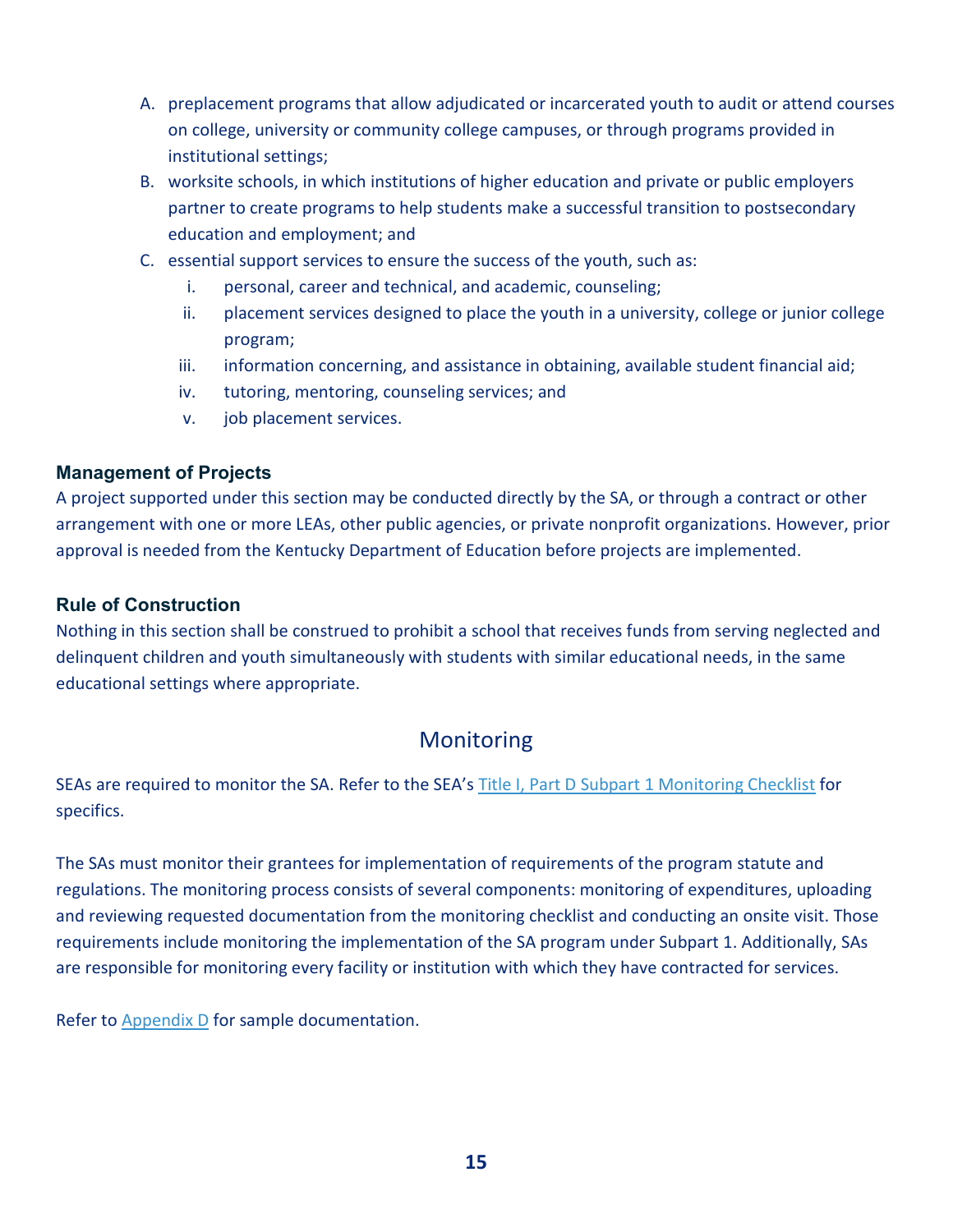A. preplacement programs that allow adjudicated or incarcerated youth to audit or attend courses on college, university or community college campuses, or through programs provided in institutional settings;
B. worksite schools, in which institutions of higher education and private or public employers partner to create programs to help students make a successful transition to postsecondary education and employment; and
C. essential support services to ensure the success of the youth, such as:
   i. personal, career and technical, and academic, counseling;
   ii. placement services designed to place the youth in a university, college or junior college program;
   iii. information concerning, and assistance in obtaining, available student financial aid;
   iv. tutoring, mentoring, counseling services; and
   v. job placement services.

### Management of Projects

A project supported under this section may be conducted directly by the SA, or through a contract or other arrangement with one or more LEAs, other public agencies, or private nonprofit organizations. However, prior approval is needed from the Kentucky Department of Education before projects are implemented.

### Rule of Construction

Nothing in this section shall be construed to prohibit a school that receives funds from serving neglected and delinquent children and youth simultaneously with students with similar educational needs, in the same educational settings where appropriate.

## Monitoring

SEAs are required to monitor the SA. Refer to the SEA's [Title I, Part D Subpart 1 Monitoring Checklist] for specifics.

The SAs must monitor their grantees for implementation of requirements of the program statute and regulations. The monitoring process consists of several components: monitoring of expenditures, uploading and reviewing requested documentation from the monitoring checklist and conducting an onsite visit. Those requirements include monitoring the implementation of the SA program under Subpart 1. Additionally, SAs are responsible for monitoring every facility or institution with which they have contracted for services.

Refer to [Appendix D] for sample documentation.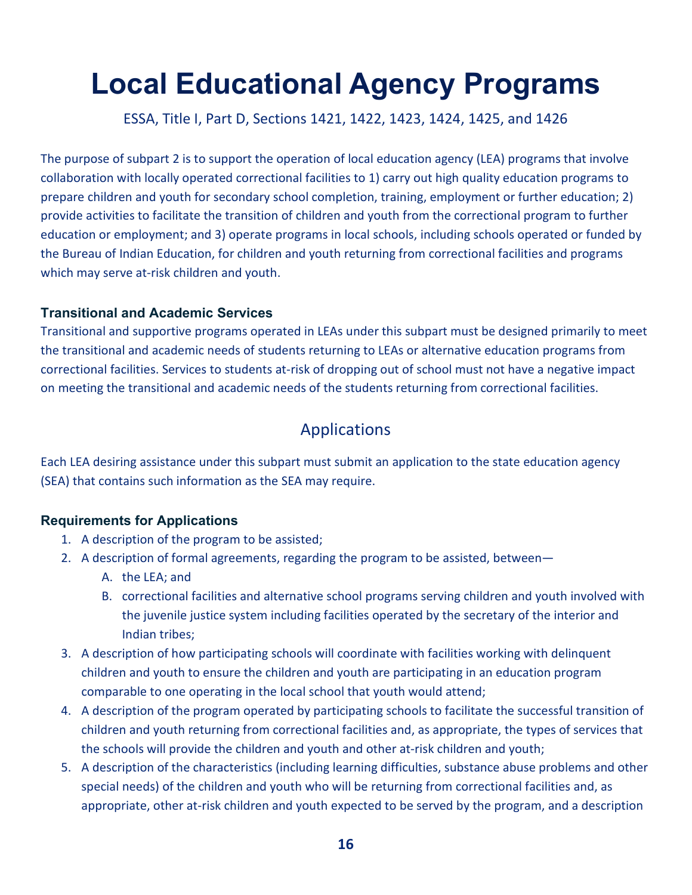# Local Educational Agency Programs

ESSA, Title I, Part D, Sections 1421, 1422, 1423, 1424, 1425, and 1426

The purpose of subpart 2 is to support the operation of local education agency (LEA) programs that involve collaboration with locally operated correctional facilities to 1) carry out high quality education programs to prepare children and youth for secondary school completion, training, employment or further education; 2) provide activities to facilitate the transition of children and youth from the correctional program to further education or employment; and 3) operate programs in local schools, including schools operated or funded by the Bureau of Indian Education, for children and youth returning from correctional facilities and programs which may serve at-risk children and youth.

### Transitional and Academic Services

Transitional and supportive programs operated in LEAs under this subpart must be designed primarily to meet the transitional and academic needs of students returning to LEAs or alternative education programs from correctional facilities. Services to students at-risk of dropping out of school must not have a negative impact on meeting the transitional and academic needs of the students returning from correctional facilities.

## Applications

Each LEA desiring assistance under this subpart must submit an application to the state education agency (SEA) that contains such information as the SEA may require.

### Requirements for Applications

1. A description of the program to be assisted;
2. A description of formal agreements, regarding the program to be assisted, between—
   A. the LEA; and
   B. correctional facilities and alternative school programs serving children and youth involved with the juvenile justice system including facilities operated by the secretary of the interior and Indian tribes;
3. A description of how participating schools will coordinate with facilities working with delinquent children and youth to ensure the children and youth are participating in an education program comparable to one operating in the local school that youth would attend;
4. A description of the program operated by participating schools to facilitate the successful transition of children and youth returning from correctional facilities and, as appropriate, the types of services that the schools will provide the children and youth and other at-risk children and youth;
5. A description of the characteristics (including learning difficulties, substance abuse problems and other special needs) of the children and youth who will be returning from correctional facilities and, as appropriate, other at-risk children and youth expected to be served by the program, and a description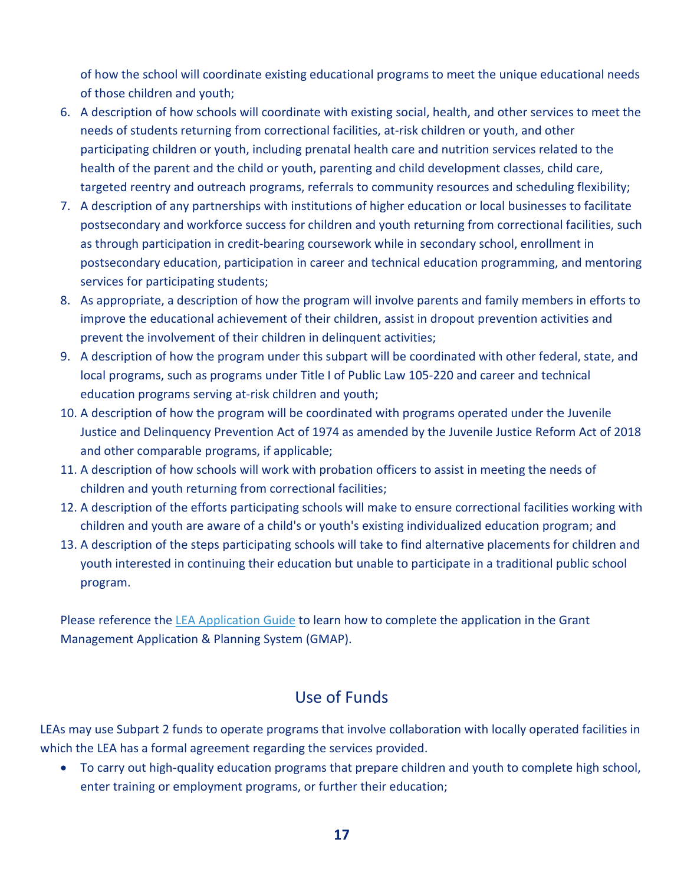of how the school will coordinate existing educational programs to meet the unique educational needs of those children and youth;

6. A description of how schools will coordinate with existing social, health, and other services to meet the needs of students returning from correctional facilities, at-risk children or youth, and other participating children or youth, including prenatal health care and nutrition services related to the health of the parent and the child or youth, parenting and child development classes, child care, targeted reentry and outreach programs, referrals to community resources and scheduling flexibility;
7. A description of any partnerships with institutions of higher education or local businesses to facilitate postsecondary and workforce success for children and youth returning from correctional facilities, such as through participation in credit-bearing coursework while in secondary school, enrollment in postsecondary education, participation in career and technical education programming, and mentoring services for participating students;
8. As appropriate, a description of how the program will involve parents and family members in efforts to improve the educational achievement of their children, assist in dropout prevention activities and prevent the involvement of their children in delinquent activities;
9. A description of how the program under this subpart will be coordinated with other federal, state, and local programs, such as programs under Title I of Public Law 105-220 and career and technical education programs serving at-risk children and youth;
10. A description of how the program will be coordinated with programs operated under the Juvenile Justice and Delinquency Prevention Act of 1974 as amended by the Juvenile Justice Reform Act of 2018 and other comparable programs, if applicable;
11. A description of how schools will work with probation officers to assist in meeting the needs of children and youth returning from correctional facilities;
12. A description of the efforts participating schools will make to ensure correctional facilities working with children and youth are aware of a child's or youth's existing individualized education program; and
13. A description of the steps participating schools will take to find alternative placements for children and youth interested in continuing their education but unable to participate in a traditional public school program.

Please reference the LEA Application Guide to learn how to complete the application in the Grant Management Application & Planning System (GMAP).

## Use of Funds

LEAs may use Subpart 2 funds to operate programs that involve collaboration with locally operated facilities in which the LEA has a formal agreement regarding the services provided.

- To carry out high-quality education programs that prepare children and youth to complete high school, enter training or employment programs, or further their education;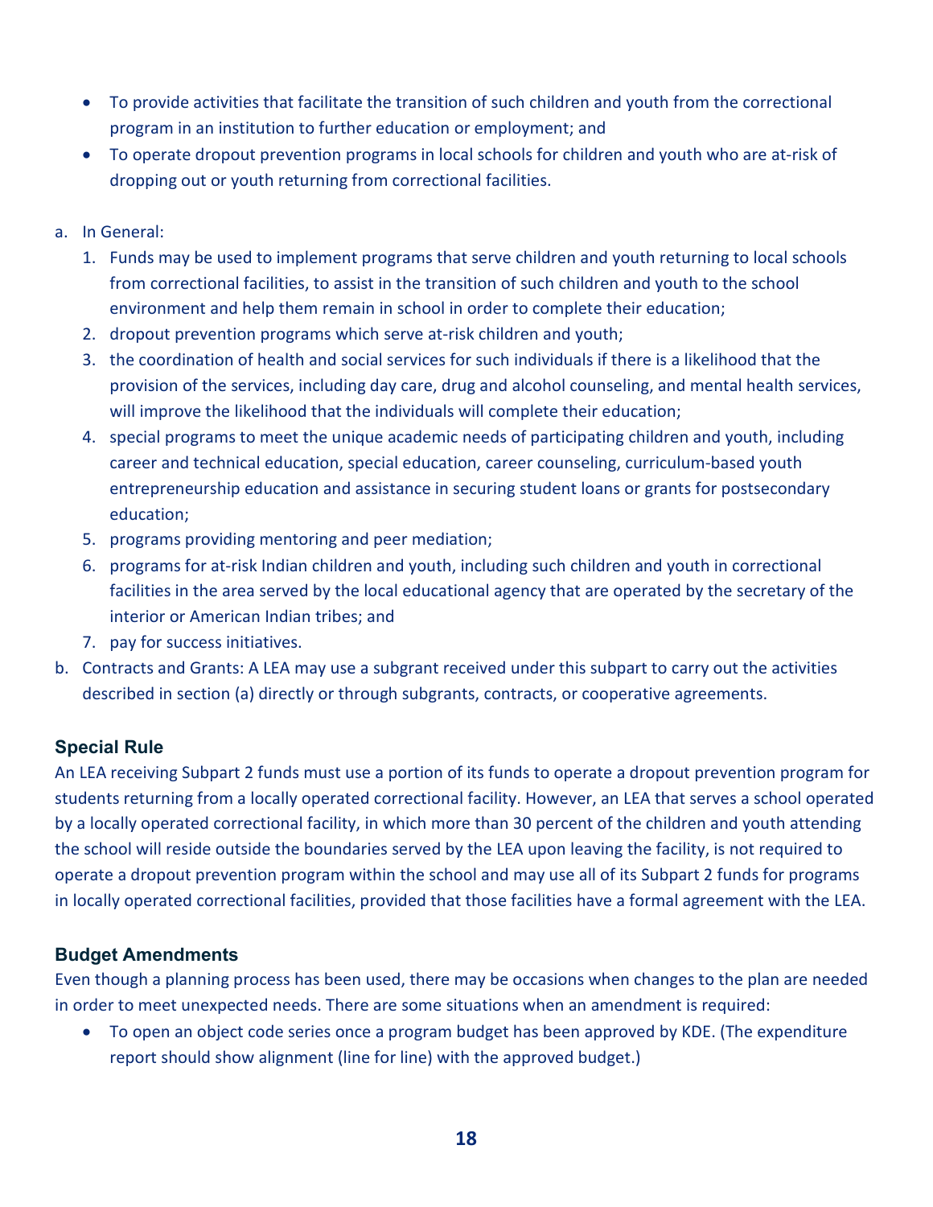- To provide activities that facilitate the transition of such children and youth from the correctional program in an institution to further education or employment; and
- To operate dropout prevention programs in local schools for children and youth who are at-risk of dropping out or youth returning from correctional facilities.

a. In General:
   1. Funds may be used to implement programs that serve children and youth returning to local schools from correctional facilities, to assist in the transition of such children and youth to the school environment and help them remain in school in order to complete their education;
   2. dropout prevention programs which serve at-risk children and youth;
   3. the coordination of health and social services for such individuals if there is a likelihood that the provision of the services, including day care, drug and alcohol counseling, and mental health services, will improve the likelihood that the individuals will complete their education;
   4. special programs to meet the unique academic needs of participating children and youth, including career and technical education, special education, career counseling, curriculum-based youth entrepreneurship education and assistance in securing student loans or grants for postsecondary education;
   5. programs providing mentoring and peer mediation;
   6. programs for at-risk Indian children and youth, including such children and youth in correctional facilities in the area served by the local educational agency that are operated by the secretary of the interior or American Indian tribes; and
   7. pay for success initiatives.
b. Contracts and Grants: A LEA may use a subgrant received under this subpart to carry out the activities described in section (a) directly or through subgrants, contracts, or cooperative agreements.

### Special Rule

An LEA receiving Subpart 2 funds must use a portion of its funds to operate a dropout prevention program for students returning from a locally operated correctional facility. However, an LEA that serves a school operated by a locally operated correctional facility, in which more than 30 percent of the children and youth attending the school will reside outside the boundaries served by the LEA upon leaving the facility, is not required to operate a dropout prevention program within the school and may use all of its Subpart 2 funds for programs in locally operated correctional facilities, provided that those facilities have a formal agreement with the LEA.

### Budget Amendments

Even though a planning process has been used, there may be occasions when changes to the plan are needed in order to meet unexpected needs. There are some situations when an amendment is required:

- To open an object code series once a program budget has been approved by KDE. (The expenditure report should show alignment (line for line) with the approved budget.)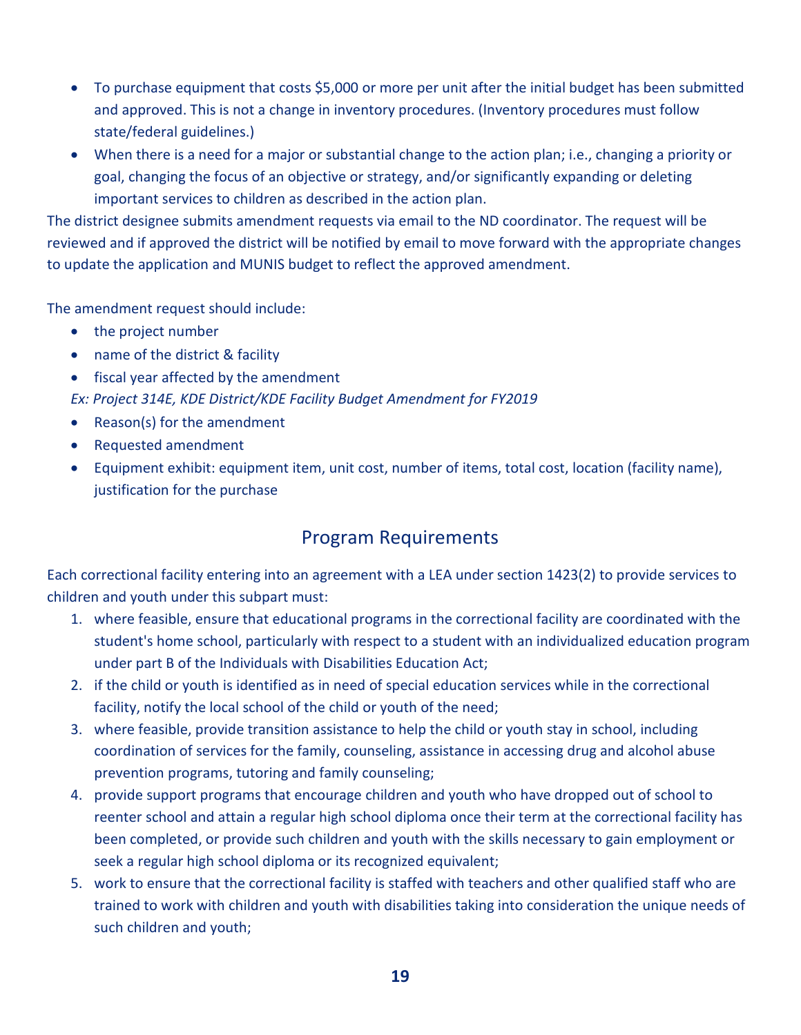- To purchase equipment that costs $5,000 or more per unit after the initial budget has been submitted and approved. This is not a change in inventory procedures. (Inventory procedures must follow state/federal guidelines.)
- When there is a need for a major or substantial change to the action plan; i.e., changing a priority or goal, changing the focus of an objective or strategy, and/or significantly expanding or deleting important services to children as described in the action plan.

The district designee submits amendment requests via email to the ND coordinator. The request will be reviewed and if approved the district will be notified by email to move forward with the appropriate changes to update the application and MUNIS budget to reflect the approved amendment.

The amendment request should include:

- the project number
- name of the district & facility
- fiscal year affected by the amendment

*Ex: Project 314E, KDE District/KDE Facility Budget Amendment for FY2019*

- Reason(s) for the amendment
- Requested amendment
- Equipment exhibit: equipment item, unit cost, number of items, total cost, location (facility name), justification for the purchase

## Program Requirements

Each correctional facility entering into an agreement with a LEA under section 1423(2) to provide services to children and youth under this subpart must:

1. where feasible, ensure that educational programs in the correctional facility are coordinated with the student's home school, particularly with respect to a student with an individualized education program under part B of the Individuals with Disabilities Education Act;
2. if the child or youth is identified as in need of special education services while in the correctional facility, notify the local school of the child or youth of the need;
3. where feasible, provide transition assistance to help the child or youth stay in school, including coordination of services for the family, counseling, assistance in accessing drug and alcohol abuse prevention programs, tutoring and family counseling;
4. provide support programs that encourage children and youth who have dropped out of school to reenter school and attain a regular high school diploma once their term at the correctional facility has been completed, or provide such children and youth with the skills necessary to gain employment or seek a regular high school diploma or its recognized equivalent;
5. work to ensure that the correctional facility is staffed with teachers and other qualified staff who are trained to work with children and youth with disabilities taking into consideration the unique needs of such children and youth;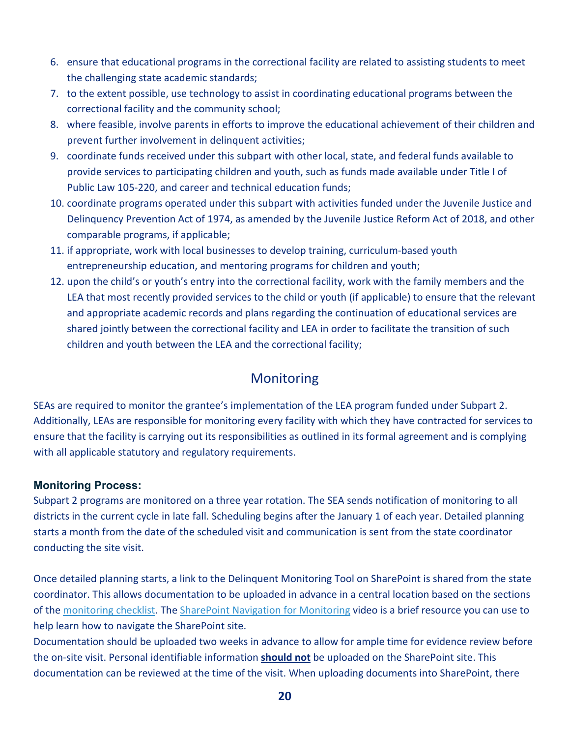6. ensure that educational programs in the correctional facility are related to assisting students to meet the challenging state academic standards;
7. to the extent possible, use technology to assist in coordinating educational programs between the correctional facility and the community school;
8. where feasible, involve parents in efforts to improve the educational achievement of their children and prevent further involvement in delinquent activities;
9. coordinate funds received under this subpart with other local, state, and federal funds available to provide services to participating children and youth, such as funds made available under Title I of Public Law 105-220, and career and technical education funds;
10. coordinate programs operated under this subpart with activities funded under the Juvenile Justice and Delinquency Prevention Act of 1974, as amended by the Juvenile Justice Reform Act of 2018, and other comparable programs, if applicable;
11. if appropriate, work with local businesses to develop training, curriculum-based youth entrepreneurship education, and mentoring programs for children and youth;
12. upon the child's or youth's entry into the correctional facility, work with the family members and the LEA that most recently provided services to the child or youth (if applicable) to ensure that the relevant and appropriate academic records and plans regarding the continuation of educational services are shared jointly between the correctional facility and LEA in order to facilitate the transition of such children and youth between the LEA and the correctional facility;

## Monitoring

SEAs are required to monitor the grantee's implementation of the LEA program funded under Subpart 2. Additionally, LEAs are responsible for monitoring every facility with which they have contracted for services to ensure that the facility is carrying out its responsibilities as outlined in its formal agreement and is complying with all applicable statutory and regulatory requirements.

### Monitoring Process:

Subpart 2 programs are monitored on a three year rotation. The SEA sends notification of monitoring to all districts in the current cycle in late fall. Scheduling begins after the January 1 of each year. Detailed planning starts a month from the date of the scheduled visit and communication is sent from the state coordinator conducting the site visit.

Once detailed planning starts, a link to the Delinquent Monitoring Tool on SharePoint is shared from the state coordinator. This allows documentation to be uploaded in advance in a central location based on the sections of the monitoring checklist. The SharePoint Navigation for Monitoring video is a brief resource you can use to help learn how to navigate the SharePoint site.

Documentation should be uploaded two weeks in advance to allow for ample time for evidence review before the on-site visit. Personal identifiable information **should not** be uploaded on the SharePoint site. This documentation can be reviewed at the time of the visit. When uploading documents into SharePoint, there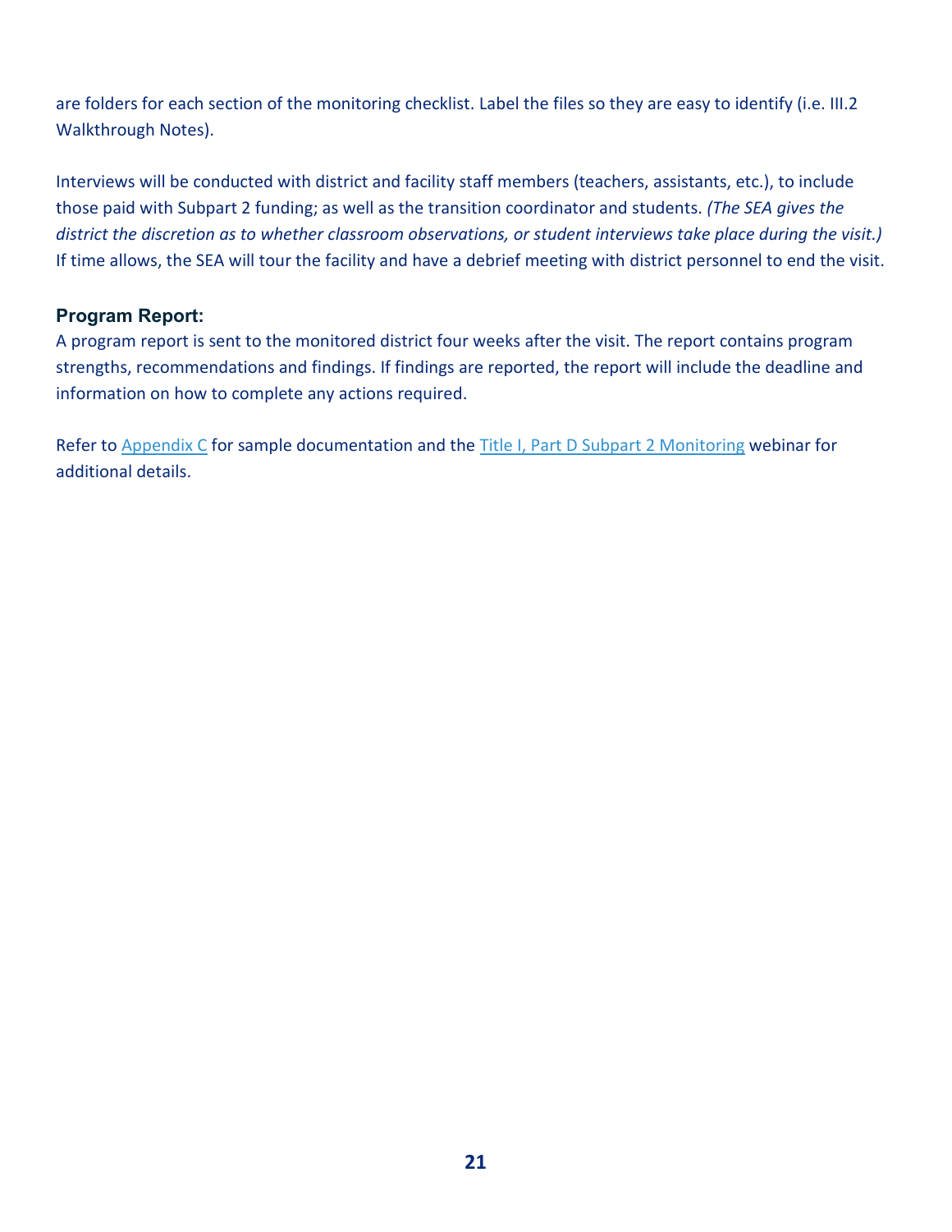are folders for each section of the monitoring checklist. Label the files so they are easy to identify (i.e. III.2 Walkthrough Notes).

Interviews will be conducted with district and facility staff members (teachers, assistants, etc.), to include those paid with Subpart 2 funding; as well as the transition coordinator and students. *(The SEA gives the district the discretion as to whether classroom observations, or student interviews take place during the visit.)* If time allows, the SEA will tour the facility and have a debrief meeting with district personnel to end the visit.

### Program Report:

A program report is sent to the monitored district four weeks after the visit. The report contains program strengths, recommendations and findings. If findings are reported, the report will include the deadline and information on how to complete any actions required.

Refer to Appendix C for sample documentation and the Title I, Part D Subpart 2 Monitoring webinar for additional details.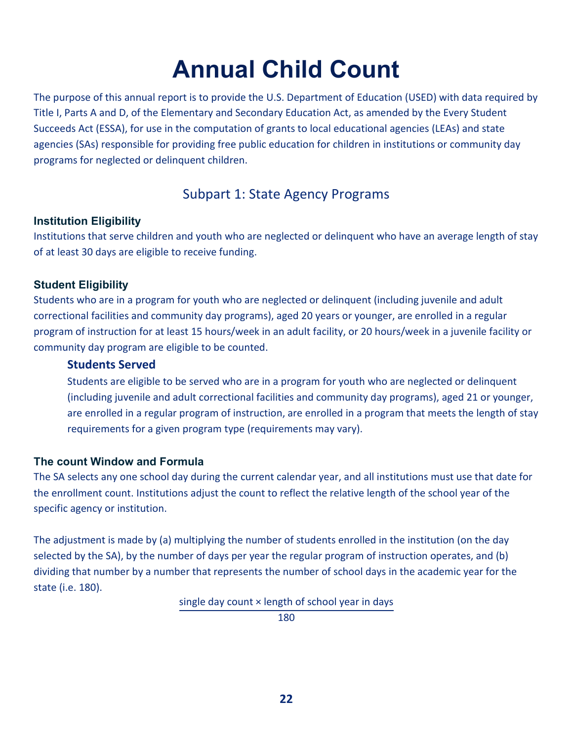# Annual Child Count

The purpose of this annual report is to provide the U.S. Department of Education (USED) with data required by Title I, Parts A and D, of the Elementary and Secondary Education Act, as amended by the Every Student Succeeds Act (ESSA), for use in the computation of grants to local educational agencies (LEAs) and state agencies (SAs) responsible for providing free public education for children in institutions or community day programs for neglected or delinquent children.

## Subpart 1: State Agency Programs

### Institution Eligibility

Institutions that serve children and youth who are neglected or delinquent who have an average length of stay of at least 30 days are eligible to receive funding.

### Student Eligibility

Students who are in a program for youth who are neglected or delinquent (including juvenile and adult correctional facilities and community day programs), aged 20 years or younger, are enrolled in a regular program of instruction for at least 15 hours/week in an adult facility, or 20 hours/week in a juvenile facility or community day program are eligible to be counted.

#### Students Served

Students are eligible to be served who are in a program for youth who are neglected or delinquent (including juvenile and adult correctional facilities and community day programs), aged 21 or younger, are enrolled in a regular program of instruction, are enrolled in a program that meets the length of stay requirements for a given program type (requirements may vary).

### The count Window and Formula

The SA selects any one school day during the current calendar year, and all institutions must use that date for the enrollment count. Institutions adjust the count to reflect the relative length of the school year of the specific agency or institution.

The adjustment is made by (a) multiplying the number of students enrolled in the institution (on the day selected by the SA), by the number of days per year the regular program of instruction operates, and (b) dividing that number by a number that represents the number of school days in the academic year for the state (i.e. 180).

$$\frac{\text{single day count} \times \text{length of school year in days}}{180}$$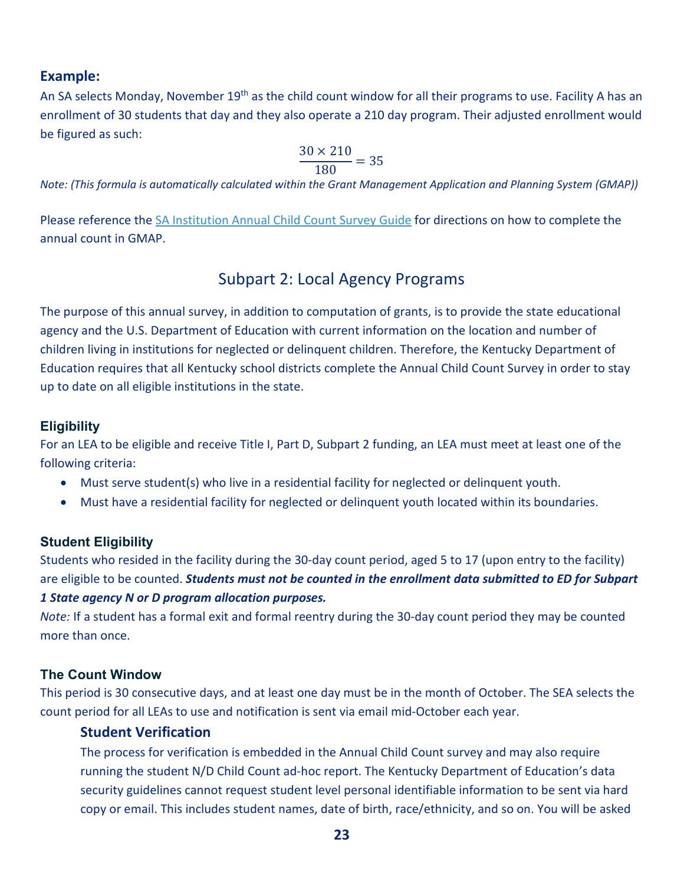### Example:

An SA selects Monday, November 19th as the child count window for all their programs to use. Facility A has an enrollment of 30 students that day and they also operate a 210 day program. Their adjusted enrollment would be figured as such:

$$\frac{30 \times 210}{180} = 35$$

*Note: (This formula is automatically calculated within the Grant Management Application and Planning System (GMAP))*

Please reference the [SA Institution Annual Child Count Survey Guide]() for directions on how to complete the annual count in GMAP.

## Subpart 2: Local Agency Programs

The purpose of this annual survey, in addition to computation of grants, is to provide the state educational agency and the U.S. Department of Education with current information on the location and number of children living in institutions for neglected or delinquent children. Therefore, the Kentucky Department of Education requires that all Kentucky school districts complete the Annual Child Count Survey in order to stay up to date on all eligible institutions in the state.

### Eligibility

For an LEA to be eligible and receive Title I, Part D, Subpart 2 funding, an LEA must meet at least one of the following criteria:

- Must serve student(s) who live in a residential facility for neglected or delinquent youth.
- Must have a residential facility for neglected or delinquent youth located within its boundaries.

### Student Eligibility

Students who resided in the facility during the 30-day count period, aged 5 to 17 (upon entry to the facility) are eligible to be counted. ***Students must not be counted in the enrollment data submitted to ED for Subpart 1 State agency N or D program allocation purposes.***

*Note:* If a student has a formal exit and formal reentry during the 30-day count period they may be counted more than once.

### The Count Window

This period is 30 consecutive days, and at least one day must be in the month of October. The SEA selects the count period for all LEAs to use and notification is sent via email mid-October each year.

#### Student Verification

The process for verification is embedded in the Annual Child Count survey and may also require running the student N/D Child Count ad-hoc report. The Kentucky Department of Education's data security guidelines cannot request student level personal identifiable information to be sent via hard copy or email. This includes student names, date of birth, race/ethnicity, and so on. You will be asked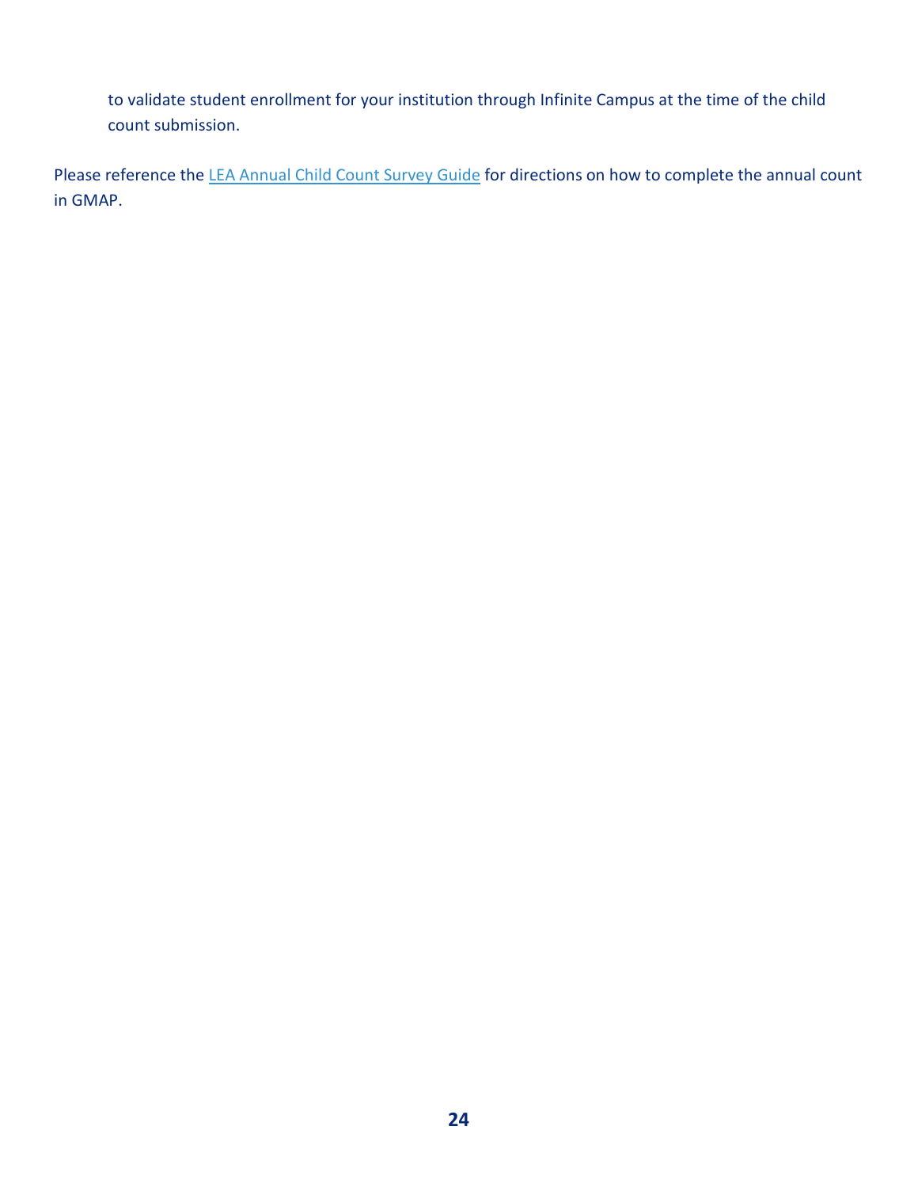to validate student enrollment for your institution through Infinite Campus at the time of the child count submission.

Please reference the LEA Annual Child Count Survey Guide for directions on how to complete the annual count in GMAP.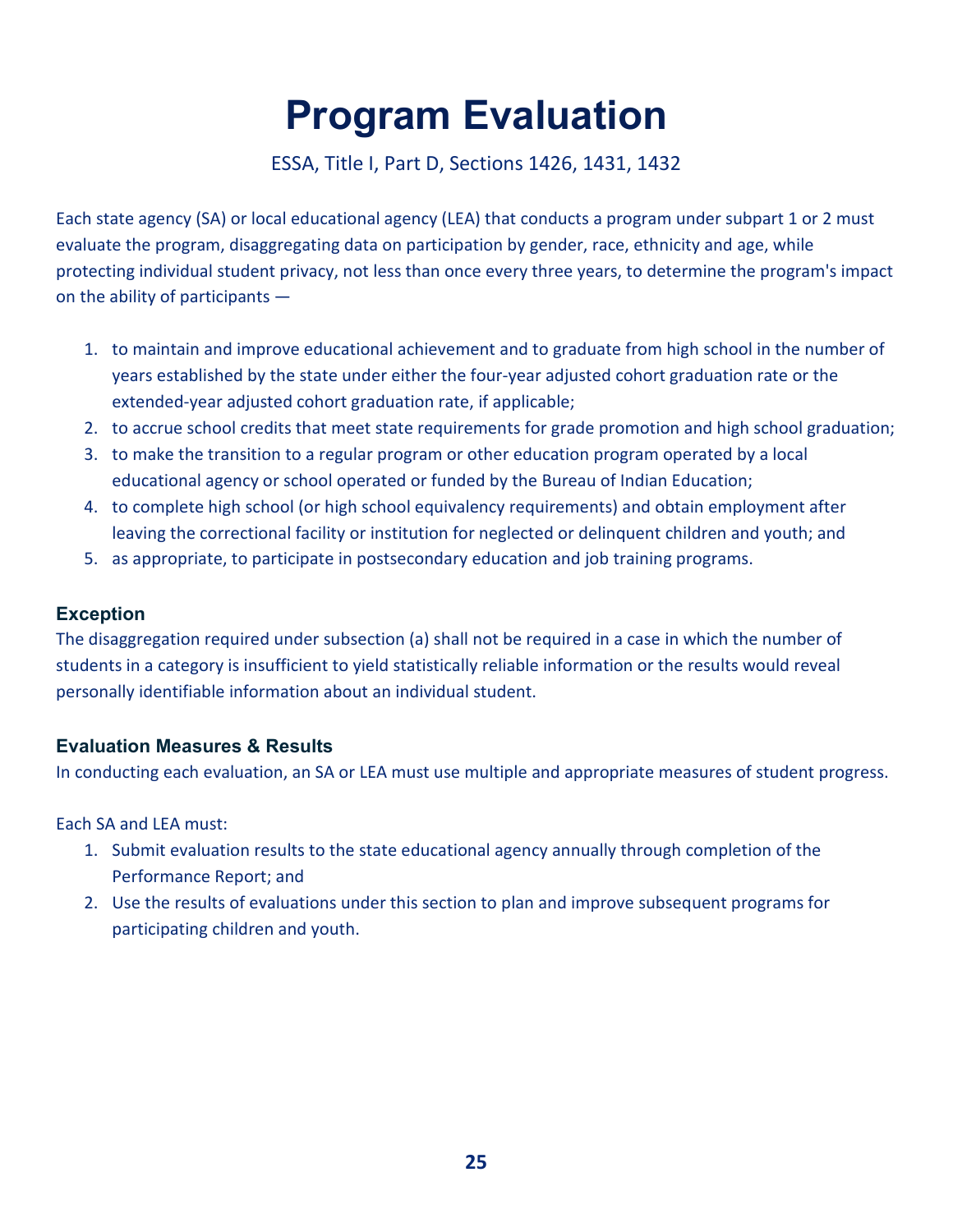# Program Evaluation

ESSA, Title I, Part D, Sections 1426, 1431, 1432

Each state agency (SA) or local educational agency (LEA) that conducts a program under subpart 1 or 2 must evaluate the program, disaggregating data on participation by gender, race, ethnicity and age, while protecting individual student privacy, not less than once every three years, to determine the program's impact on the ability of participants —

1. to maintain and improve educational achievement and to graduate from high school in the number of years established by the state under either the four-year adjusted cohort graduation rate or the extended-year adjusted cohort graduation rate, if applicable;
2. to accrue school credits that meet state requirements for grade promotion and high school graduation;
3. to make the transition to a regular program or other education program operated by a local educational agency or school operated or funded by the Bureau of Indian Education;
4. to complete high school (or high school equivalency requirements) and obtain employment after leaving the correctional facility or institution for neglected or delinquent children and youth; and
5. as appropriate, to participate in postsecondary education and job training programs.

### Exception

The disaggregation required under subsection (a) shall not be required in a case in which the number of students in a category is insufficient to yield statistically reliable information or the results would reveal personally identifiable information about an individual student.

### Evaluation Measures & Results

In conducting each evaluation, an SA or LEA must use multiple and appropriate measures of student progress.

Each SA and LEA must:

1. Submit evaluation results to the state educational agency annually through completion of the Performance Report; and
2. Use the results of evaluations under this section to plan and improve subsequent programs for participating children and youth.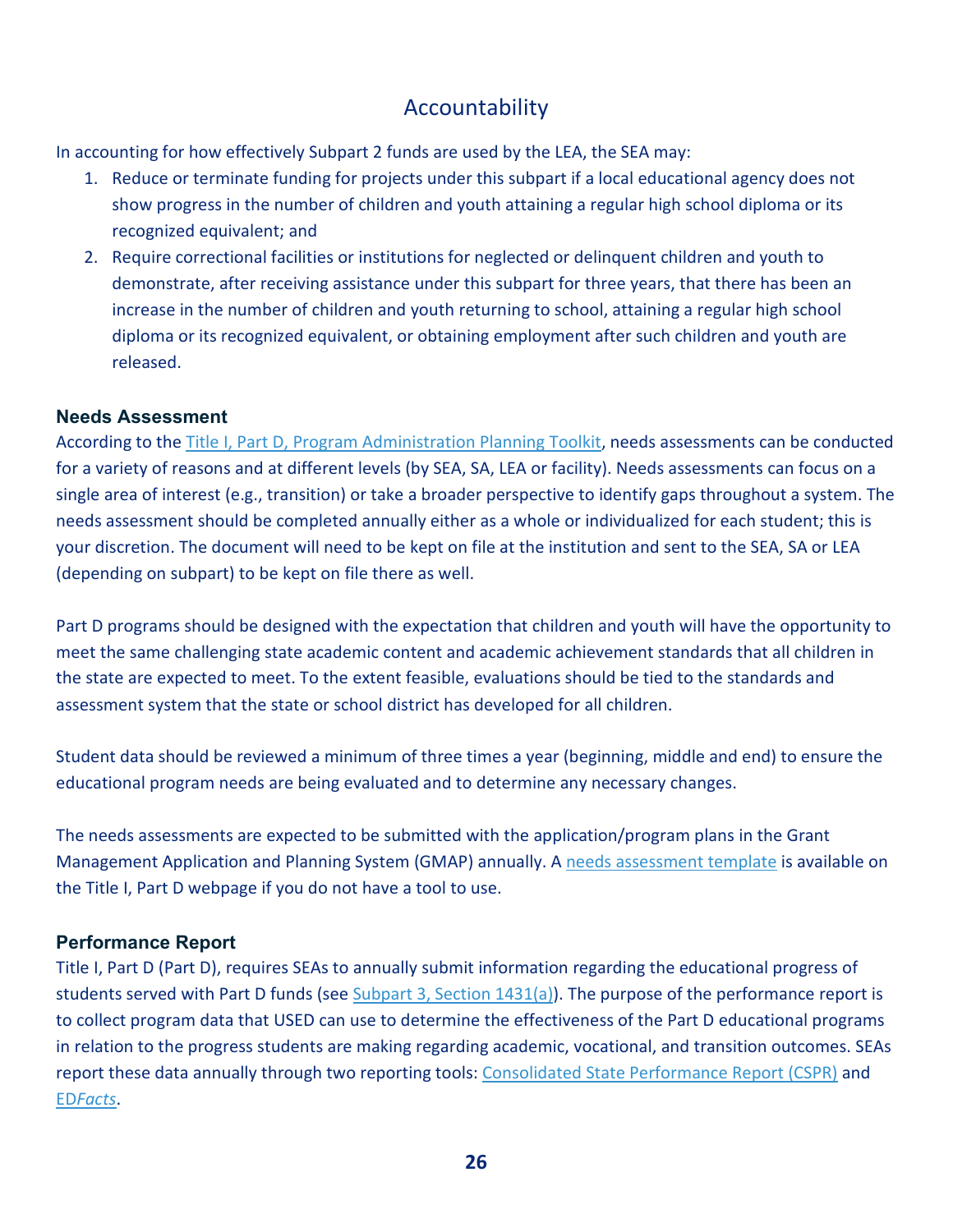# Accountability

In accounting for how effectively Subpart 2 funds are used by the LEA, the SEA may:

1. Reduce or terminate funding for projects under this subpart if a local educational agency does not show progress in the number of children and youth attaining a regular high school diploma or its recognized equivalent; and
2. Require correctional facilities or institutions for neglected or delinquent children and youth to demonstrate, after receiving assistance under this subpart for three years, that there has been an increase in the number of children and youth returning to school, attaining a regular high school diploma or its recognized equivalent, or obtaining employment after such children and youth are released.

### Needs Assessment

According to the Title I, Part D, Program Administration Planning Toolkit, needs assessments can be conducted for a variety of reasons and at different levels (by SEA, SA, LEA or facility). Needs assessments can focus on a single area of interest (e.g., transition) or take a broader perspective to identify gaps throughout a system. The needs assessment should be completed annually either as a whole or individualized for each student; this is your discretion. The document will need to be kept on file at the institution and sent to the SEA, SA or LEA (depending on subpart) to be kept on file there as well.

Part D programs should be designed with the expectation that children and youth will have the opportunity to meet the same challenging state academic content and academic achievement standards that all children in the state are expected to meet. To the extent feasible, evaluations should be tied to the standards and assessment system that the state or school district has developed for all children.

Student data should be reviewed a minimum of three times a year (beginning, middle and end) to ensure the educational program needs are being evaluated and to determine any necessary changes.

The needs assessments are expected to be submitted with the application/program plans in the Grant Management Application and Planning System (GMAP) annually. A needs assessment template is available on the Title I, Part D webpage if you do not have a tool to use.

### Performance Report

Title I, Part D (Part D), requires SEAs to annually submit information regarding the educational progress of students served with Part D funds (see Subpart 3, Section 1431(a)). The purpose of the performance report is to collect program data that USED can use to determine the effectiveness of the Part D educational programs in relation to the progress students are making regarding academic, vocational, and transition outcomes. SEAs report these data annually through two reporting tools: Consolidated State Performance Report (CSPR) and ED*Facts*.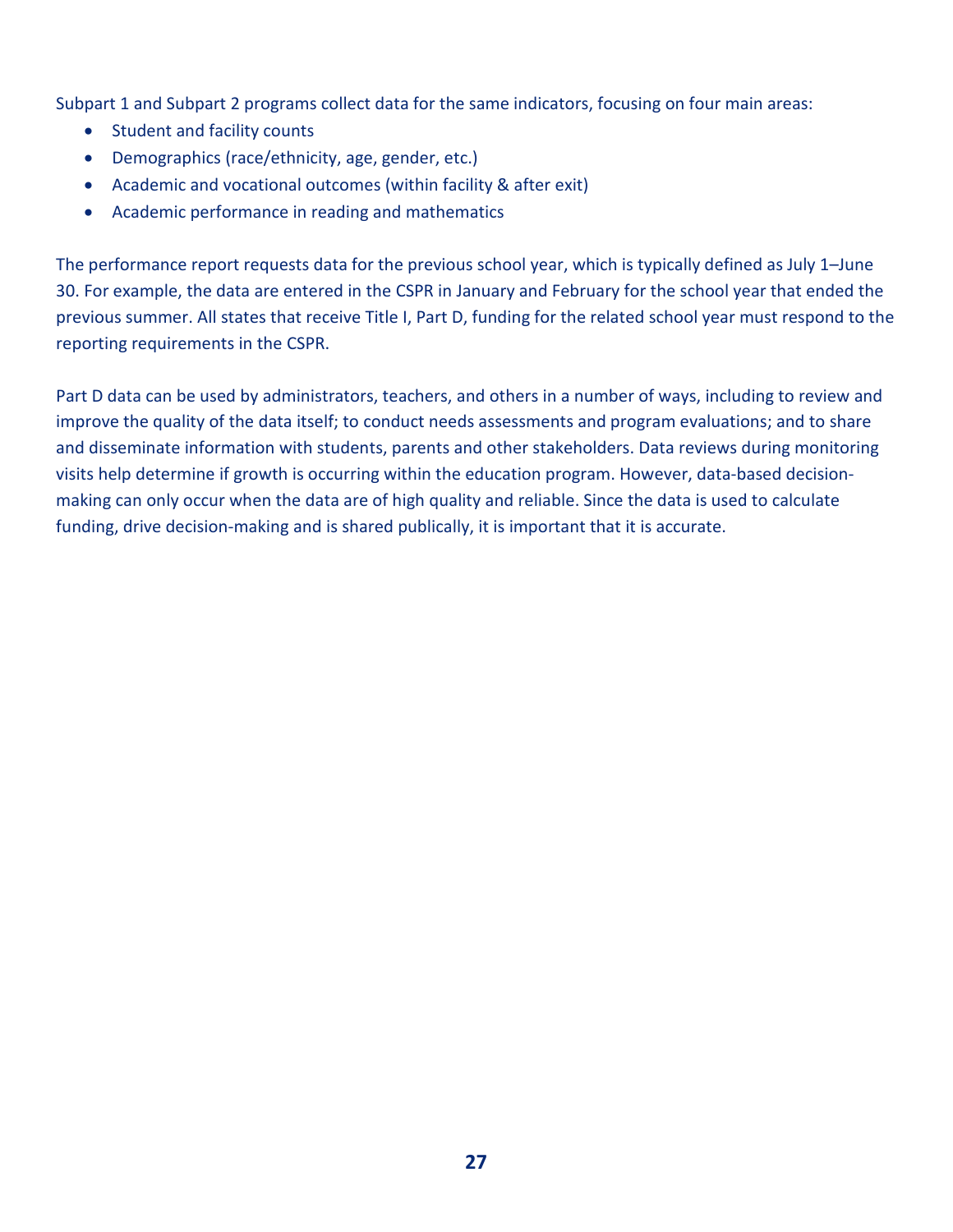Subpart 1 and Subpart 2 programs collect data for the same indicators, focusing on four main areas:

- Student and facility counts
- Demographics (race/ethnicity, age, gender, etc.)
- Academic and vocational outcomes (within facility & after exit)
- Academic performance in reading and mathematics

The performance report requests data for the previous school year, which is typically defined as July 1–June 30. For example, the data are entered in the CSPR in January and February for the school year that ended the previous summer. All states that receive Title I, Part D, funding for the related school year must respond to the reporting requirements in the CSPR.

Part D data can be used by administrators, teachers, and others in a number of ways, including to review and improve the quality of the data itself; to conduct needs assessments and program evaluations; and to share and disseminate information with students, parents and other stakeholders. Data reviews during monitoring visits help determine if growth is occurring within the education program. However, data-based decision-making can only occur when the data are of high quality and reliable. Since the data is used to calculate funding, drive decision-making and is shared publically, it is important that it is accurate.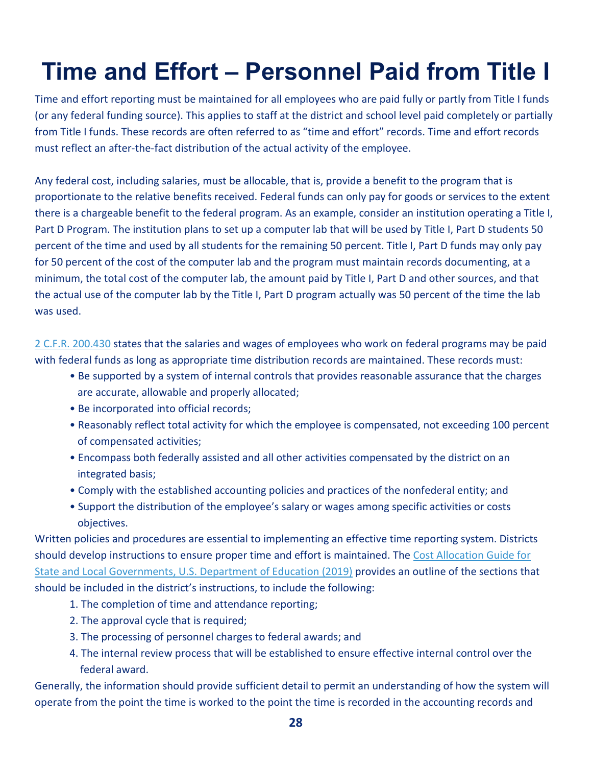# Time and Effort – Personnel Paid from Title I

Time and effort reporting must be maintained for all employees who are paid fully or partly from Title I funds (or any federal funding source). This applies to staff at the district and school level paid completely or partially from Title I funds. These records are often referred to as "time and effort" records. Time and effort records must reflect an after-the-fact distribution of the actual activity of the employee.

Any federal cost, including salaries, must be allocable, that is, provide a benefit to the program that is proportionate to the relative benefits received. Federal funds can only pay for goods or services to the extent there is a chargeable benefit to the federal program. As an example, consider an institution operating a Title I, Part D Program. The institution plans to set up a computer lab that will be used by Title I, Part D students 50 percent of the time and used by all students for the remaining 50 percent. Title I, Part D funds may only pay for 50 percent of the cost of the computer lab and the program must maintain records documenting, at a minimum, the total cost of the computer lab, the amount paid by Title I, Part D and other sources, and that the actual use of the computer lab by the Title I, Part D program actually was 50 percent of the time the lab was used.

2 C.F.R. 200.430 states that the salaries and wages of employees who work on federal programs may be paid with federal funds as long as appropriate time distribution records are maintained. These records must:

- Be supported by a system of internal controls that provides reasonable assurance that the charges are accurate, allowable and properly allocated;
- Be incorporated into official records;
- Reasonably reflect total activity for which the employee is compensated, not exceeding 100 percent of compensated activities;
- Encompass both federally assisted and all other activities compensated by the district on an integrated basis;
- Comply with the established accounting policies and practices of the nonfederal entity; and
- Support the distribution of the employee's salary or wages among specific activities or costs objectives.

Written policies and procedures are essential to implementing an effective time reporting system. Districts should develop instructions to ensure proper time and effort is maintained. The Cost Allocation Guide for State and Local Governments, U.S. Department of Education (2019) provides an outline of the sections that should be included in the district's instructions, to include the following:

1. The completion of time and attendance reporting;
2. The approval cycle that is required;
3. The processing of personnel charges to federal awards; and
4. The internal review process that will be established to ensure effective internal control over the federal award.

Generally, the information should provide sufficient detail to permit an understanding of how the system will operate from the point the time is worked to the point the time is recorded in the accounting records and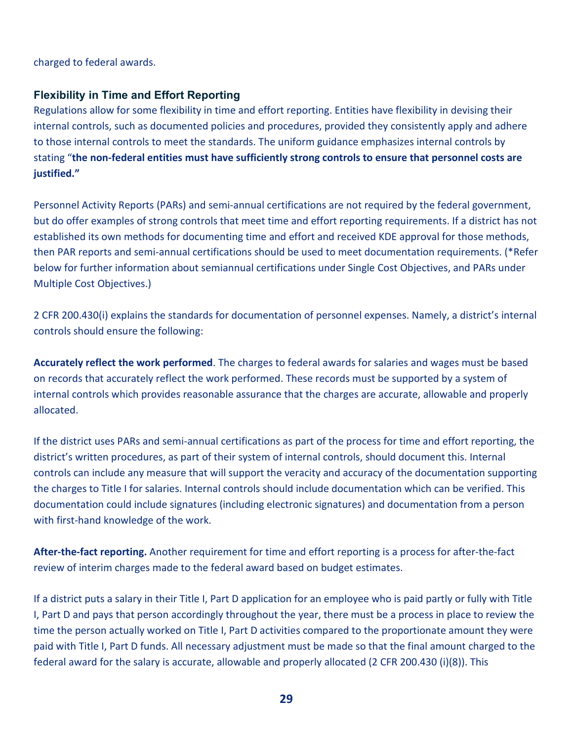charged to federal awards.

### Flexibility in Time and Effort Reporting

Regulations allow for some flexibility in time and effort reporting. Entities have flexibility in devising their internal controls, such as documented policies and procedures, provided they consistently apply and adhere to those internal controls to meet the standards. The uniform guidance emphasizes internal controls by stating "**the non-federal entities must have sufficiently strong controls to ensure that personnel costs are justified."**

Personnel Activity Reports (PARs) and semi-annual certifications are not required by the federal government, but do offer examples of strong controls that meet time and effort reporting requirements. If a district has not established its own methods for documenting time and effort and received KDE approval for those methods, then PAR reports and semi-annual certifications should be used to meet documentation requirements. (*Refer below for further information about semiannual certifications under Single Cost Objectives, and PARs under Multiple Cost Objectives.)

2 CFR 200.430(i) explains the standards for documentation of personnel expenses. Namely, a district's internal controls should ensure the following:

**Accurately reflect the work performed**. The charges to federal awards for salaries and wages must be based on records that accurately reflect the work performed. These records must be supported by a system of internal controls which provides reasonable assurance that the charges are accurate, allowable and properly allocated.

If the district uses PARs and semi-annual certifications as part of the process for time and effort reporting, the district's written procedures, as part of their system of internal controls, should document this. Internal controls can include any measure that will support the veracity and accuracy of the documentation supporting the charges to Title I for salaries. Internal controls should include documentation which can be verified. This documentation could include signatures (including electronic signatures) and documentation from a person with first-hand knowledge of the work.

**After-the-fact reporting.** Another requirement for time and effort reporting is a process for after-the-fact review of interim charges made to the federal award based on budget estimates.

If a district puts a salary in their Title I, Part D application for an employee who is paid partly or fully with Title I, Part D and pays that person accordingly throughout the year, there must be a process in place to review the time the person actually worked on Title I, Part D activities compared to the proportionate amount they were paid with Title I, Part D funds. All necessary adjustment must be made so that the final amount charged to the federal award for the salary is accurate, allowable and properly allocated (2 CFR 200.430 (i)(8)). This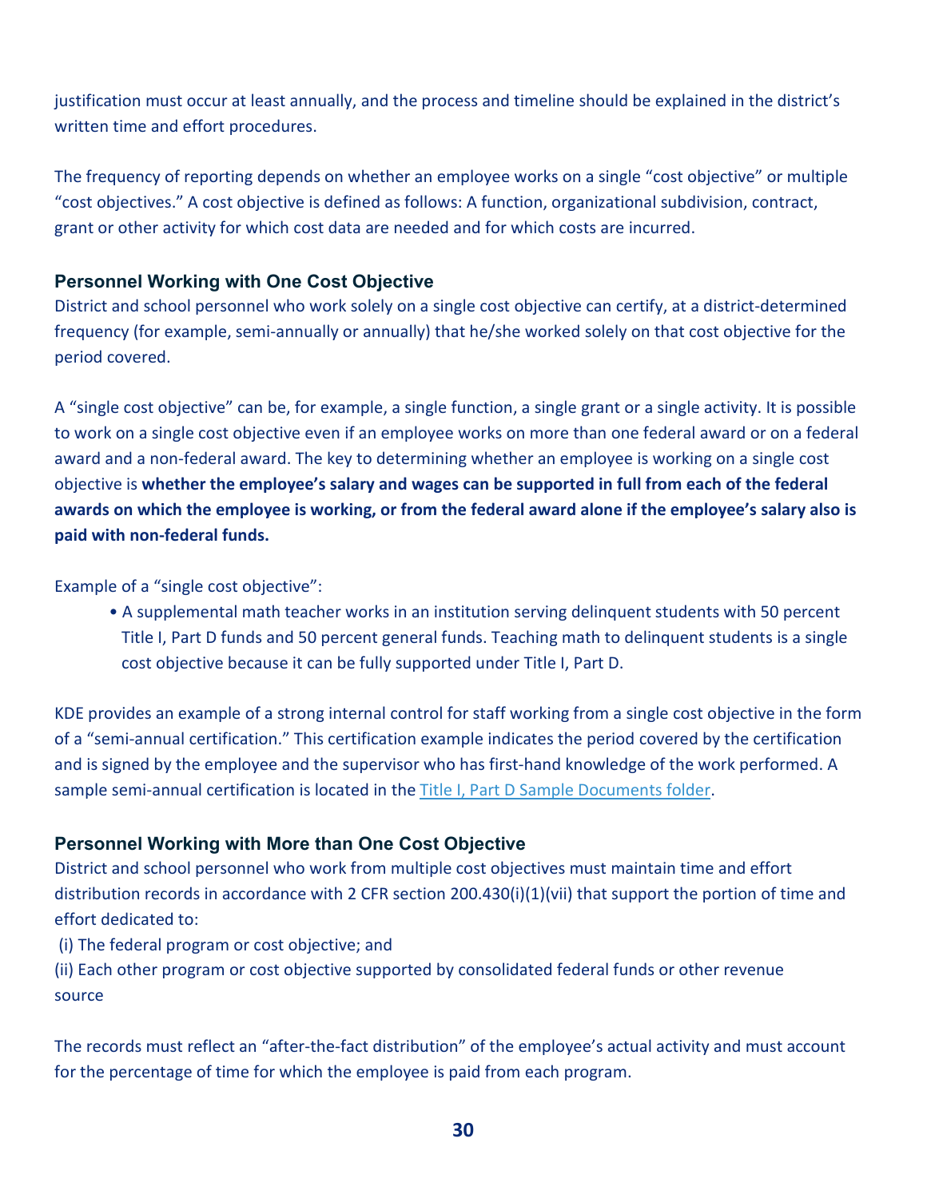justification must occur at least annually, and the process and timeline should be explained in the district's written time and effort procedures.

The frequency of reporting depends on whether an employee works on a single "cost objective" or multiple "cost objectives." A cost objective is defined as follows: A function, organizational subdivision, contract, grant or other activity for which cost data are needed and for which costs are incurred.

### Personnel Working with One Cost Objective

District and school personnel who work solely on a single cost objective can certify, at a district-determined frequency (for example, semi-annually or annually) that he/she worked solely on that cost objective for the period covered.

A "single cost objective" can be, for example, a single function, a single grant or a single activity. It is possible to work on a single cost objective even if an employee works on more than one federal award or on a federal award and a non-federal award. The key to determining whether an employee is working on a single cost objective is **whether the employee's salary and wages can be supported in full from each of the federal awards on which the employee is working, or from the federal award alone if the employee's salary also is paid with non-federal funds.**

Example of a "single cost objective":

- A supplemental math teacher works in an institution serving delinquent students with 50 percent Title I, Part D funds and 50 percent general funds. Teaching math to delinquent students is a single cost objective because it can be fully supported under Title I, Part D.

KDE provides an example of a strong internal control for staff working from a single cost objective in the form of a "semi-annual certification." This certification example indicates the period covered by the certification and is signed by the employee and the supervisor who has first-hand knowledge of the work performed. A sample semi-annual certification is located in the Title I, Part D Sample Documents folder.

### Personnel Working with More than One Cost Objective

District and school personnel who work from multiple cost objectives must maintain time and effort distribution records in accordance with 2 CFR section 200.430(i)(1)(vii) that support the portion of time and effort dedicated to:

(i) The federal program or cost objective; and

(ii) Each other program or cost objective supported by consolidated federal funds or other revenue source

The records must reflect an "after-the-fact distribution" of the employee's actual activity and must account for the percentage of time for which the employee is paid from each program.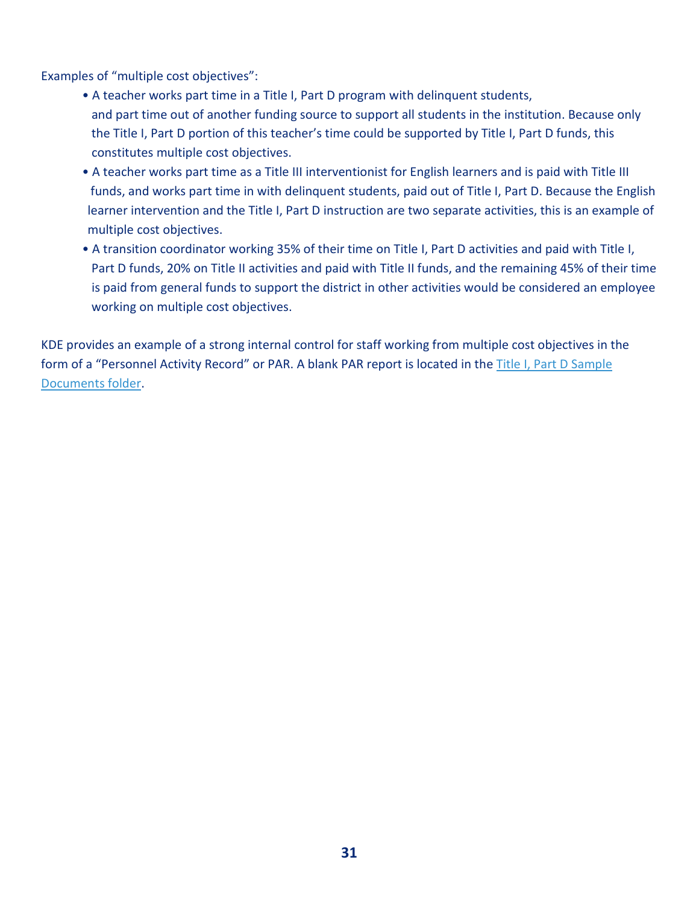Examples of "multiple cost objectives":

- A teacher works part time in a Title I, Part D program with delinquent students, and part time out of another funding source to support all students in the institution. Because only the Title I, Part D portion of this teacher's time could be supported by Title I, Part D funds, this constitutes multiple cost objectives.
- A teacher works part time as a Title III interventionist for English learners and is paid with Title III funds, and works part time in with delinquent students, paid out of Title I, Part D. Because the English learner intervention and the Title I, Part D instruction are two separate activities, this is an example of multiple cost objectives.
- A transition coordinator working 35% of their time on Title I, Part D activities and paid with Title I, Part D funds, 20% on Title II activities and paid with Title II funds, and the remaining 45% of their time is paid from general funds to support the district in other activities would be considered an employee working on multiple cost objectives.

KDE provides an example of a strong internal control for staff working from multiple cost objectives in the form of a "Personnel Activity Record" or PAR. A blank PAR report is located in the Title I, Part D Sample Documents folder.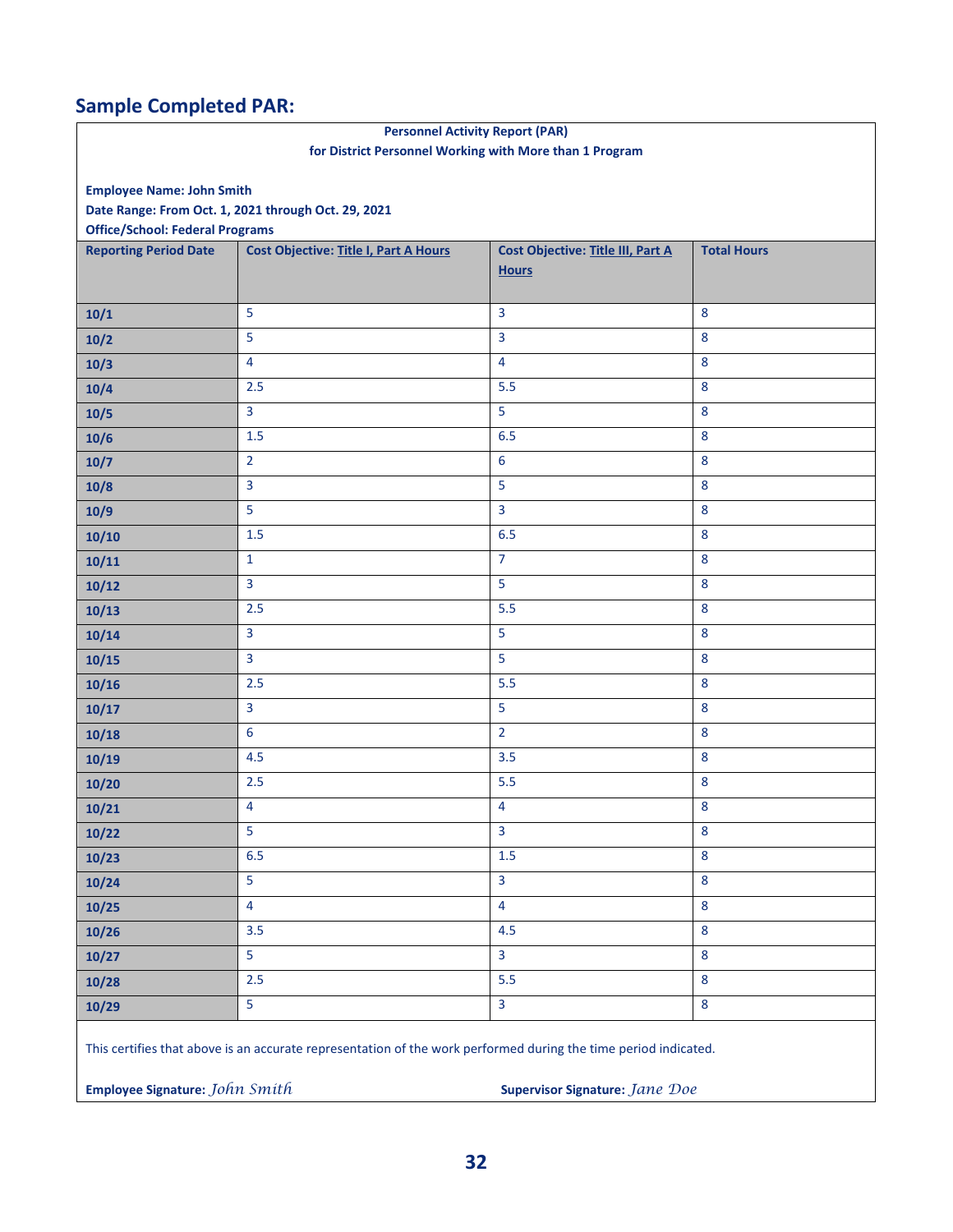## Sample Completed PAR:

**Personnel Activity Report (PAR)**
**for District Personnel Working with More than 1 Program**

**Employee Name: John Smith**
**Date Range: From Oct. 1, 2021 through Oct. 29, 2021**
**Office/School: Federal Programs**

| Reporting Period Date | Cost Objective: Title I, Part A Hours | Cost Objective: Title III, Part A Hours | Total Hours |
|---|---|---|---|
| 10/1 | 5 | 3 | 8 |
| 10/2 | 5 | 3 | 8 |
| 10/3 | 4 | 4 | 8 |
| 10/4 | 2.5 | 5.5 | 8 |
| 10/5 | 3 | 5 | 8 |
| 10/6 | 1.5 | 6.5 | 8 |
| 10/7 | 2 | 6 | 8 |
| 10/8 | 3 | 5 | 8 |
| 10/9 | 5 | 3 | 8 |
| 10/10 | 1.5 | 6.5 | 8 |
| 10/11 | 1 | 7 | 8 |
| 10/12 | 3 | 5 | 8 |
| 10/13 | 2.5 | 5.5 | 8 |
| 10/14 | 3 | 5 | 8 |
| 10/15 | 3 | 5 | 8 |
| 10/16 | 2.5 | 5.5 | 8 |
| 10/17 | 3 | 5 | 8 |
| 10/18 | 6 | 2 | 8 |
| 10/19 | 4.5 | 3.5 | 8 |
| 10/20 | 2.5 | 5.5 | 8 |
| 10/21 | 4 | 4 | 8 |
| 10/22 | 5 | 3 | 8 |
| 10/23 | 6.5 | 1.5 | 8 |
| 10/24 | 5 | 3 | 8 |
| 10/25 | 4 | 4 | 8 |
| 10/26 | 3.5 | 4.5 | 8 |
| 10/27 | 5 | 3 | 8 |
| 10/28 | 2.5 | 5.5 | 8 |
| 10/29 | 5 | 3 | 8 |

This certifies that above is an accurate representation of the work performed during the time period indicated.

**Employee Signature:** *John Smith* **Supervisor Signature:** *Jane Doe*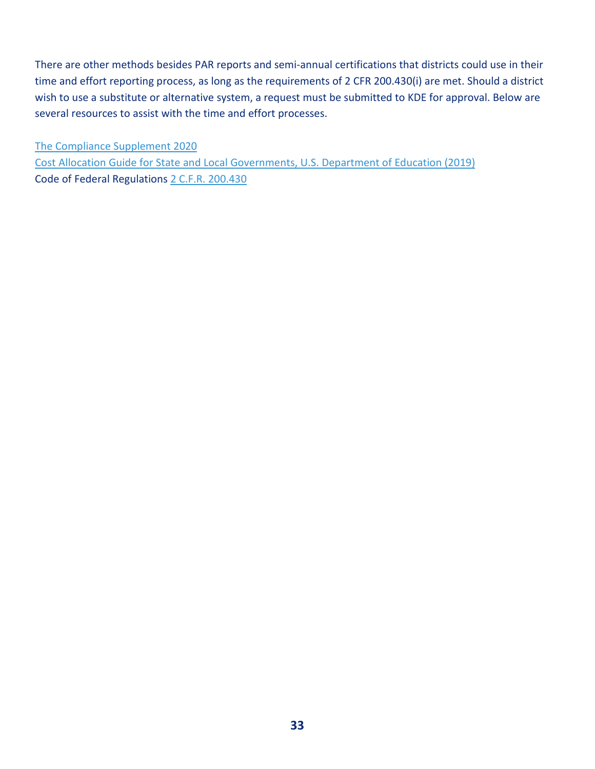There are other methods besides PAR reports and semi-annual certifications that districts could use in their time and effort reporting process, as long as the requirements of 2 CFR 200.430(i) are met. Should a district wish to use a substitute or alternative system, a request must be submitted to KDE for approval. Below are several resources to assist with the time and effort processes.

The Compliance Supplement 2020
Cost Allocation Guide for State and Local Governments, U.S. Department of Education (2019)
Code of Federal Regulations 2 C.F.R. 200.430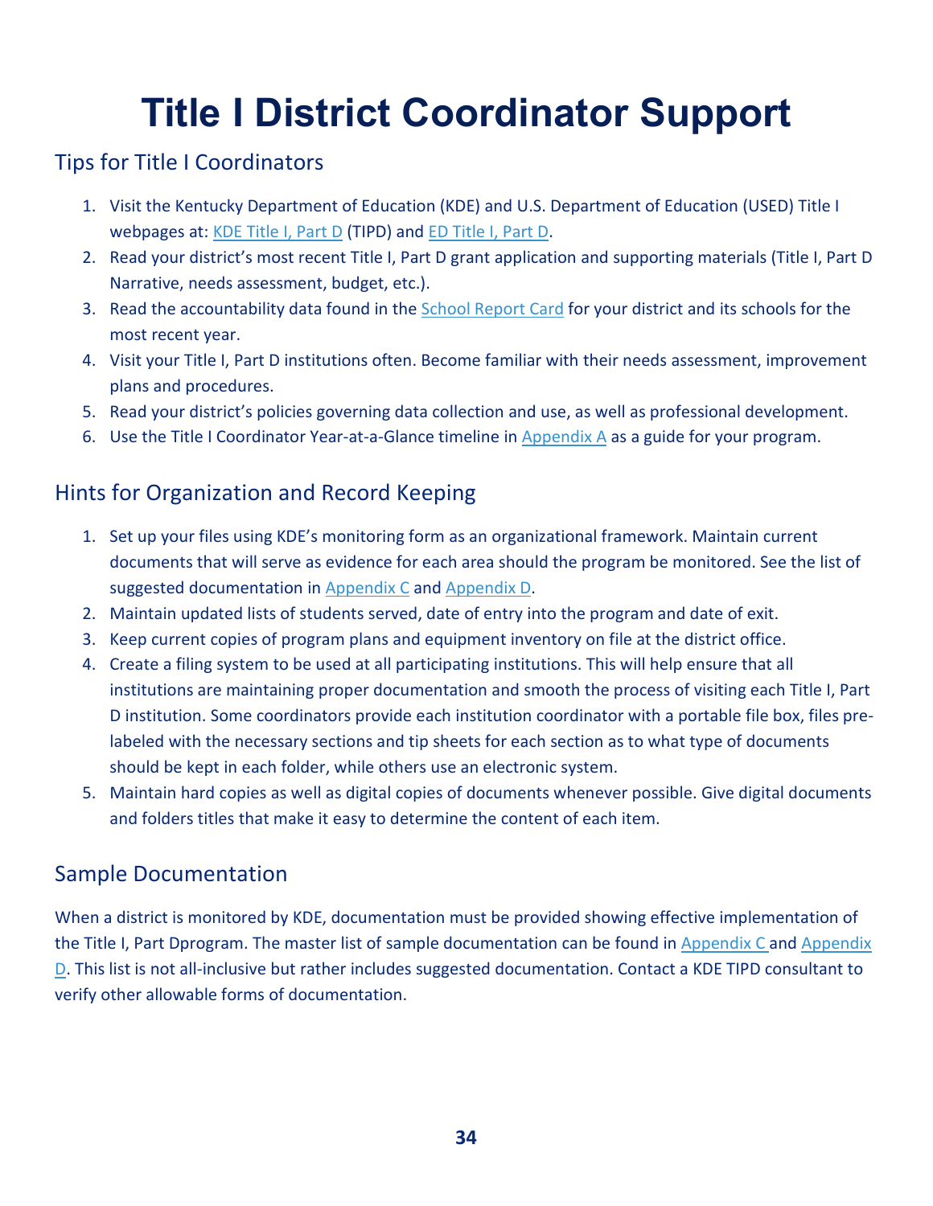# Title I District Coordinator Support

## Tips for Title I Coordinators

1. Visit the Kentucky Department of Education (KDE) and U.S. Department of Education (USED) Title I webpages at: KDE Title I, Part D (TIPD) and ED Title I, Part D.
2. Read your district's most recent Title I, Part D grant application and supporting materials (Title I, Part D Narrative, needs assessment, budget, etc.).
3. Read the accountability data found in the School Report Card for your district and its schools for the most recent year.
4. Visit your Title I, Part D institutions often. Become familiar with their needs assessment, improvement plans and procedures.
5. Read your district's policies governing data collection and use, as well as professional development.
6. Use the Title I Coordinator Year-at-a-Glance timeline in Appendix A as a guide for your program.

## Hints for Organization and Record Keeping

1. Set up your files using KDE's monitoring form as an organizational framework. Maintain current documents that will serve as evidence for each area should the program be monitored. See the list of suggested documentation in Appendix C and Appendix D.
2. Maintain updated lists of students served, date of entry into the program and date of exit.
3. Keep current copies of program plans and equipment inventory on file at the district office.
4. Create a filing system to be used at all participating institutions. This will help ensure that all institutions are maintaining proper documentation and smooth the process of visiting each Title I, Part D institution. Some coordinators provide each institution coordinator with a portable file box, files pre-labeled with the necessary sections and tip sheets for each section as to what type of documents should be kept in each folder, while others use an electronic system.
5. Maintain hard copies as well as digital copies of documents whenever possible. Give digital documents and folders titles that make it easy to determine the content of each item.

## Sample Documentation

When a district is monitored by KDE, documentation must be provided showing effective implementation of the Title I, Part Dprogram. The master list of sample documentation can be found in Appendix C and Appendix D. This list is not all-inclusive but rather includes suggested documentation. Contact a KDE TIPD consultant to verify other allowable forms of documentation.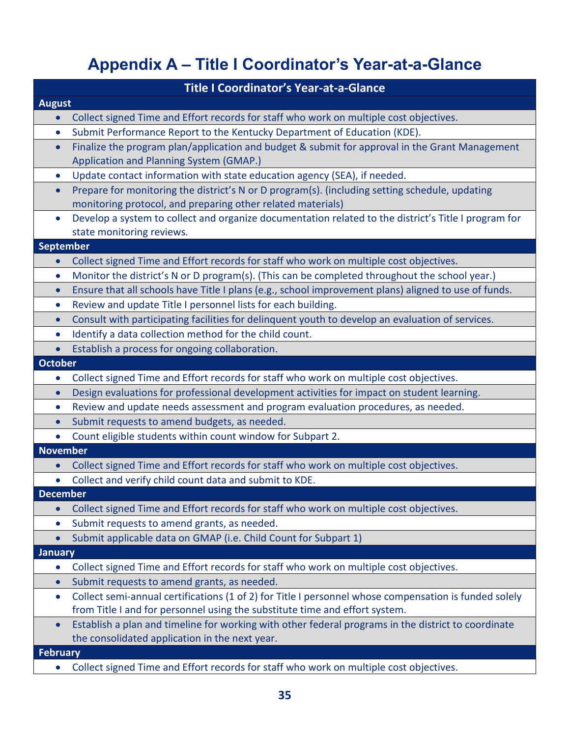# Appendix A – Title I Coordinator's Year-at-a-Glance

| Title I Coordinator's Year-at-a-Glance |
|---|
| **August** |
| • Collect signed Time and Effort records for staff who work on multiple cost objectives. |
| • Submit Performance Report to the Kentucky Department of Education (KDE). |
| • Finalize the program plan/application and budget & submit for approval in the Grant Management Application and Planning System (GMAP.) |
| • Update contact information with state education agency (SEA), if needed. |
| • Prepare for monitoring the district's N or D program(s). (including setting schedule, updating monitoring protocol, and preparing other related materials) |
| • Develop a system to collect and organize documentation related to the district's Title I program for state monitoring reviews. |
| **September** |
| • Collect signed Time and Effort records for staff who work on multiple cost objectives. |
| • Monitor the district's N or D program(s). (This can be completed throughout the school year.) |
| • Ensure that all schools have Title I plans (e.g., school improvement plans) aligned to use of funds. |
| • Review and update Title I personnel lists for each building. |
| • Consult with participating facilities for delinquent youth to develop an evaluation of services. |
| • Identify a data collection method for the child count. |
| • Establish a process for ongoing collaboration. |
| **October** |
| • Collect signed Time and Effort records for staff who work on multiple cost objectives. |
| • Design evaluations for professional development activities for impact on student learning. |
| • Review and update needs assessment and program evaluation procedures, as needed. |
| • Submit requests to amend budgets, as needed. |
| • Count eligible students within count window for Subpart 2. |
| **November** |
| • Collect signed Time and Effort records for staff who work on multiple cost objectives. |
| • Collect and verify child count data and submit to KDE. |
| **December** |
| • Collect signed Time and Effort records for staff who work on multiple cost objectives. |
| • Submit requests to amend grants, as needed. |
| • Submit applicable data on GMAP (i.e. Child Count for Subpart 1) |
| **January** |
| • Collect signed Time and Effort records for staff who work on multiple cost objectives. |
| • Submit requests to amend grants, as needed. |
| • Collect semi-annual certifications (1 of 2) for Title I personnel whose compensation is funded solely from Title I and for personnel using the substitute time and effort system. |
| • Establish a plan and timeline for working with other federal programs in the district to coordinate the consolidated application in the next year. |
| **February** |
| • Collect signed Time and Effort records for staff who work on multiple cost objectives. |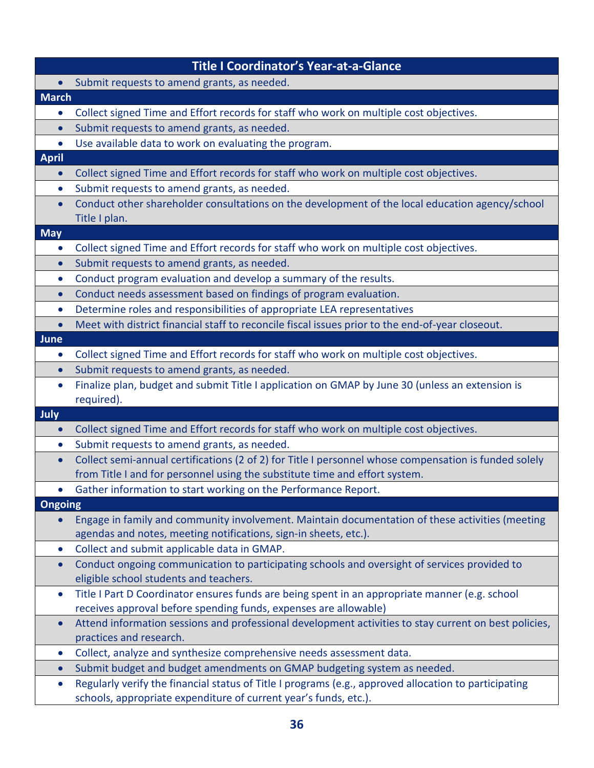| Title I Coordinator's Year-at-a-Glance |
|---|
| • Submit requests to amend grants, as needed. |
| **March** |
| • Collect signed Time and Effort records for staff who work on multiple cost objectives. |
| • Submit requests to amend grants, as needed. |
| • Use available data to work on evaluating the program. |
| **April** |
| • Collect signed Time and Effort records for staff who work on multiple cost objectives. |
| • Submit requests to amend grants, as needed. |
| • Conduct other shareholder consultations on the development of the local education agency/school Title I plan. |
| **May** |
| • Collect signed Time and Effort records for staff who work on multiple cost objectives. |
| • Submit requests to amend grants, as needed. |
| • Conduct program evaluation and develop a summary of the results. |
| • Conduct needs assessment based on findings of program evaluation. |
| • Determine roles and responsibilities of appropriate LEA representatives |
| • Meet with district financial staff to reconcile fiscal issues prior to the end-of-year closeout. |
| **June** |
| • Collect signed Time and Effort records for staff who work on multiple cost objectives. |
| • Submit requests to amend grants, as needed. |
| • Finalize plan, budget and submit Title I application on GMAP by June 30 (unless an extension is required). |
| **July** |
| • Collect signed Time and Effort records for staff who work on multiple cost objectives. |
| • Submit requests to amend grants, as needed. |
| • Collect semi-annual certifications (2 of 2) for Title I personnel whose compensation is funded solely from Title I and for personnel using the substitute time and effort system. |
| • Gather information to start working on the Performance Report. |
| **Ongoing** |
| • Engage in family and community involvement. Maintain documentation of these activities (meeting agendas and notes, meeting notifications, sign-in sheets, etc.). |
| • Collect and submit applicable data in GMAP. |
| • Conduct ongoing communication to participating schools and oversight of services provided to eligible school students and teachers. |
| • Title I Part D Coordinator ensures funds are being spent in an appropriate manner (e.g. school receives approval before spending funds, expenses are allowable) |
| • Attend information sessions and professional development activities to stay current on best policies, practices and research. |
| • Collect, analyze and synthesize comprehensive needs assessment data. |
| • Submit budget and budget amendments on GMAP budgeting system as needed. |
| • Regularly verify the financial status of Title I programs (e.g., approved allocation to participating schools, appropriate expenditure of current year's funds, etc.). |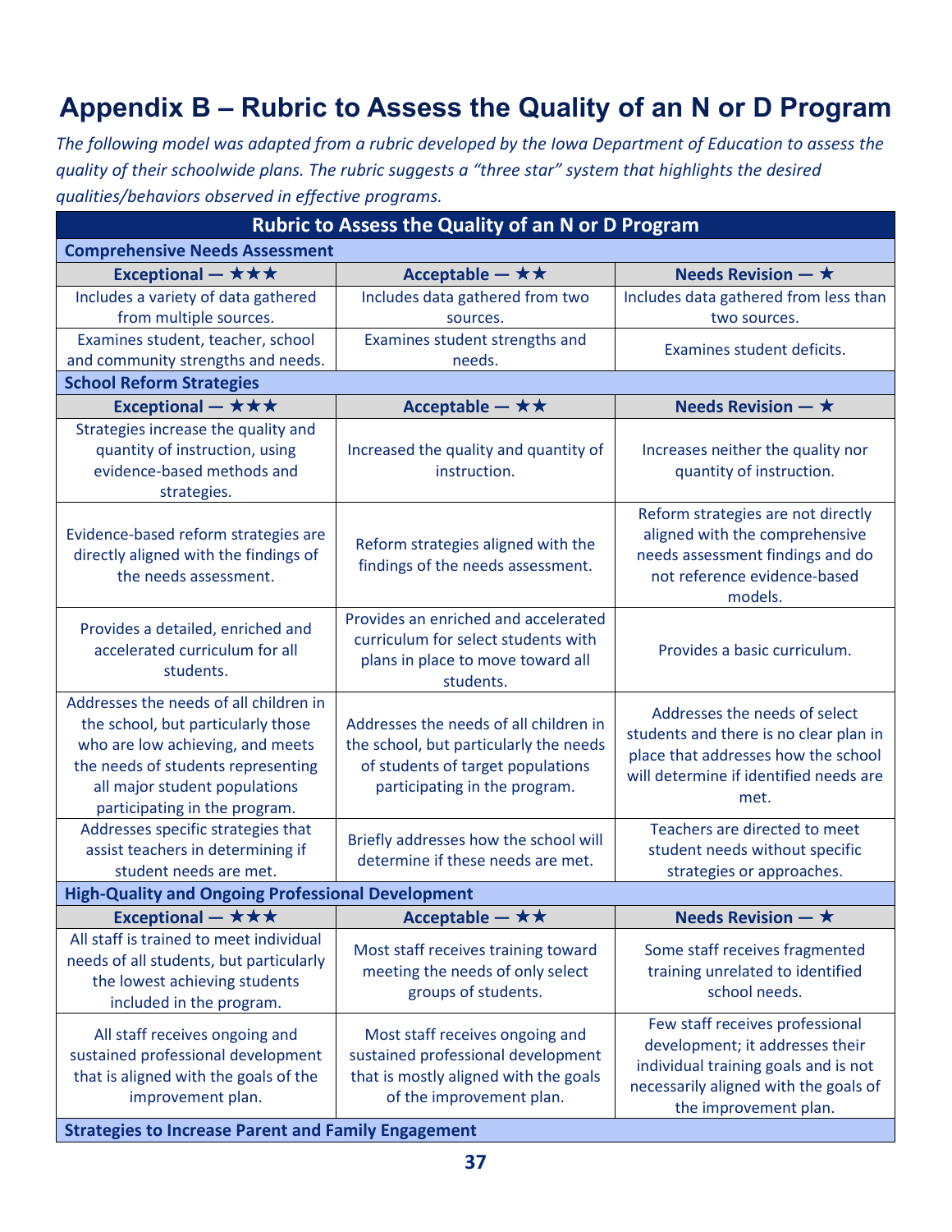# Appendix B – Rubric to Assess the Quality of an N or D Program

*The following model was adapted from a rubric developed by the Iowa Department of Education to assess the quality of their schoolwide plans. The rubric suggests a "three star" system that highlights the desired qualities/behaviors observed in effective programs.*

| Rubric to Assess the Quality of an N or D Program | | |
|---|---|---|
| **Comprehensive Needs Assessment** | | |
| **Exceptional — ★★★** | **Acceptable — ★★** | **Needs Revision — ★** |
| Includes a variety of data gathered from multiple sources. | Includes data gathered from two sources. | Includes data gathered from less than two sources. |
| Examines student, teacher, school and community strengths and needs. | Examines student strengths and needs. | Examines student deficits. |
| **School Reform Strategies** | | |
| **Exceptional — ★★★** | **Acceptable — ★★** | **Needs Revision — ★** |
| Strategies increase the quality and quantity of instruction, using evidence-based methods and strategies. | Increased the quality and quantity of instruction. | Increases neither the quality nor quantity of instruction. |
| Evidence-based reform strategies are directly aligned with the findings of the needs assessment. | Reform strategies aligned with the findings of the needs assessment. | Reform strategies are not directly aligned with the comprehensive needs assessment findings and do not reference evidence-based models. |
| Provides a detailed, enriched and accelerated curriculum for all students. | Provides an enriched and accelerated curriculum for select students with plans in place to move toward all students. | Provides a basic curriculum. |
| Addresses the needs of all children in the school, but particularly those who are low achieving, and meets the needs of students representing all major student populations participating in the program. | Addresses the needs of all children in the school, but particularly the needs of students of target populations participating in the program. | Addresses the needs of select students and there is no clear plan in place that addresses how the school will determine if identified needs are met. |
| Addresses specific strategies that assist teachers in determining if student needs are met. | Briefly addresses how the school will determine if these needs are met. | Teachers are directed to meet student needs without specific strategies or approaches. |
| **High-Quality and Ongoing Professional Development** | | |
| **Exceptional — ★★★** | **Acceptable — ★★** | **Needs Revision — ★** |
| All staff is trained to meet individual needs of all students, but particularly the lowest achieving students included in the program. | Most staff receives training toward meeting the needs of only select groups of students. | Some staff receives fragmented training unrelated to identified school needs. |
| All staff receives ongoing and sustained professional development that is aligned with the goals of the improvement plan. | Most staff receives ongoing and sustained professional development that is mostly aligned with the goals of the improvement plan. | Few staff receives professional development; it addresses their individual training goals and is not necessarily aligned with the goals of the improvement plan. |
| **Strategies to Increase Parent and Family Engagement** | | |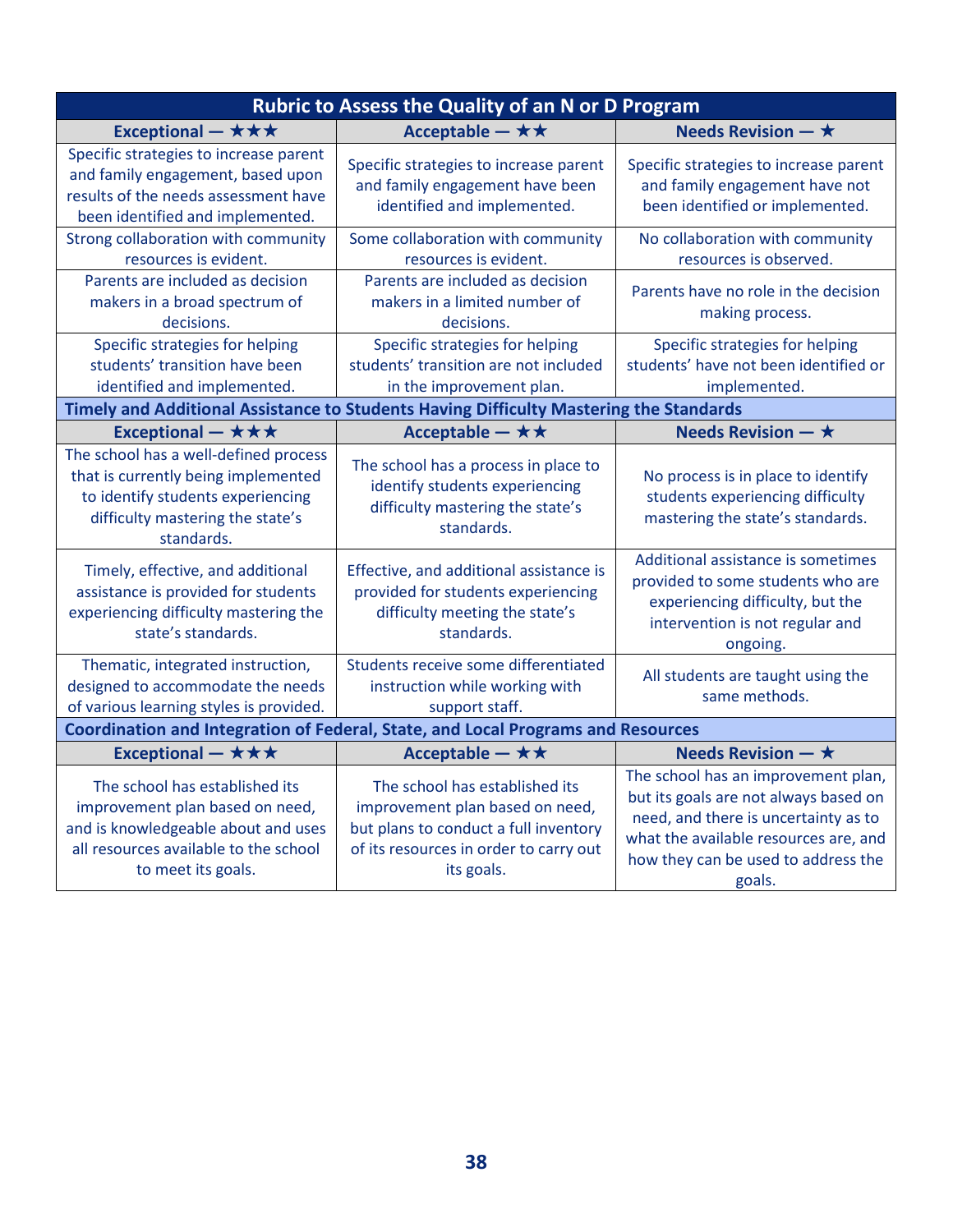| Rubric to Assess the Quality of an N or D Program | | |
|---|---|---|
| **Exceptional — ★★★** | **Acceptable — ★★** | **Needs Revision — ★** |
| Specific strategies to increase parent and family engagement, based upon results of the needs assessment have been identified and implemented. | Specific strategies to increase parent and family engagement have been identified and implemented. | Specific strategies to increase parent and family engagement have not been identified or implemented. |
| Strong collaboration with community resources is evident. | Some collaboration with community resources is evident. | No collaboration with community resources is observed. |
| Parents are included as decision makers in a broad spectrum of decisions. | Parents are included as decision makers in a limited number of decisions. | Parents have no role in the decision making process. |
| Specific strategies for helping students' transition have been identified and implemented. | Specific strategies for helping students' transition are not included in the improvement plan. | Specific strategies for helping students' have not been identified or implemented. |
| **Timely and Additional Assistance to Students Having Difficulty Mastering the Standards** | | |
| **Exceptional — ★★★** | **Acceptable — ★★** | **Needs Revision — ★** |
| The school has a well-defined process that is currently being implemented to identify students experiencing difficulty mastering the state's standards. | The school has a process in place to identify students experiencing difficulty mastering the state's standards. | No process is in place to identify students experiencing difficulty mastering the state's standards. |
| Timely, effective, and additional assistance is provided for students experiencing difficulty mastering the state's standards. | Effective, and additional assistance is provided for students experiencing difficulty meeting the state's standards. | Additional assistance is sometimes provided to some students who are experiencing difficulty, but the intervention is not regular and ongoing. |
| Thematic, integrated instruction, designed to accommodate the needs of various learning styles is provided. | Students receive some differentiated instruction while working with support staff. | All students are taught using the same methods. |
| **Coordination and Integration of Federal, State, and Local Programs and Resources** | | |
| **Exceptional — ★★★** | **Acceptable — ★★** | **Needs Revision — ★** |
| The school has established its improvement plan based on need, and is knowledgeable about and uses all resources available to the school to meet its goals. | The school has established its improvement plan based on need, but plans to conduct a full inventory of its resources in order to carry out its goals. | The school has an improvement plan, but its goals are not always based on need, and there is uncertainty as to what the available resources are, and how they can be used to address the goals. |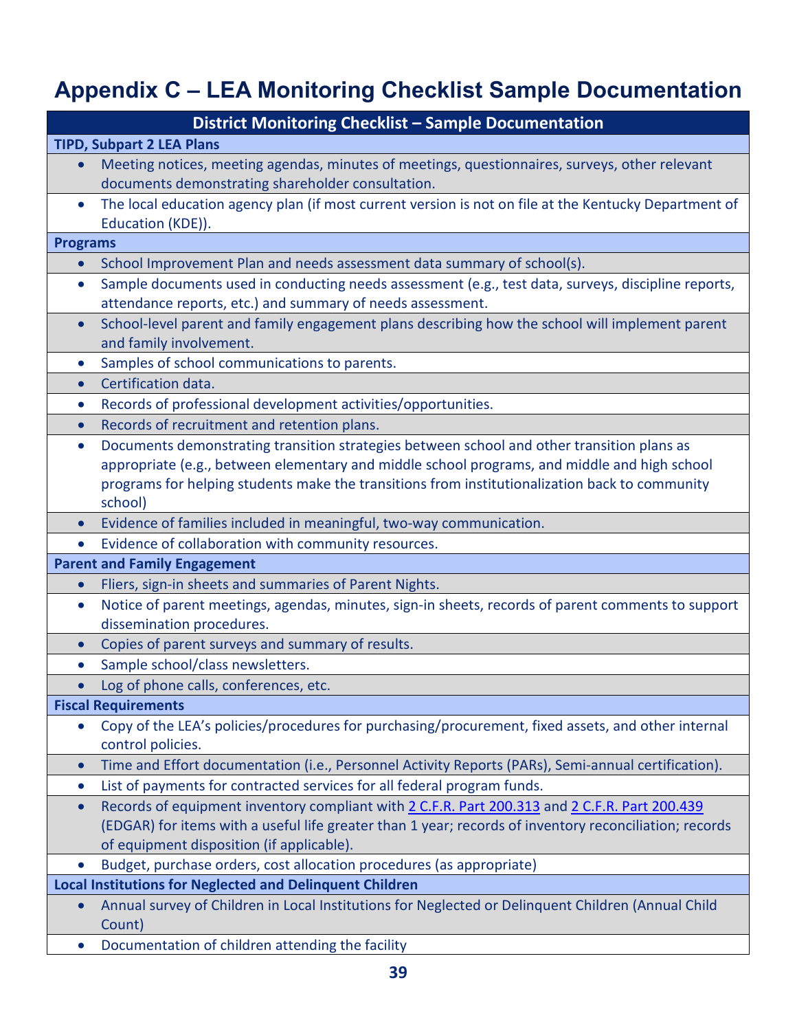# Appendix C – LEA Monitoring Checklist Sample Documentation

| District Monitoring Checklist – Sample Documentation |
|---|
| **TIPD, Subpart 2 LEA Plans** |
| • Meeting notices, meeting agendas, minutes of meetings, questionnaires, surveys, other relevant documents demonstrating shareholder consultation. |
| • The local education agency plan (if most current version is not on file at the Kentucky Department of Education (KDE)). |
| **Programs** |
| • School Improvement Plan and needs assessment data summary of school(s). |
| • Sample documents used in conducting needs assessment (e.g., test data, surveys, discipline reports, attendance reports, etc.) and summary of needs assessment. |
| • School-level parent and family engagement plans describing how the school will implement parent and family involvement. |
| • Samples of school communications to parents. |
| • Certification data. |
| • Records of professional development activities/opportunities. |
| • Records of recruitment and retention plans. |
| • Documents demonstrating transition strategies between school and other transition plans as appropriate (e.g., between elementary and middle school programs, and middle and high school programs for helping students make the transitions from institutionalization back to community school) |
| • Evidence of families included in meaningful, two-way communication. |
| • Evidence of collaboration with community resources. |
| **Parent and Family Engagement** |
| • Fliers, sign-in sheets and summaries of Parent Nights. |
| • Notice of parent meetings, agendas, minutes, sign-in sheets, records of parent comments to support dissemination procedures. |
| • Copies of parent surveys and summary of results. |
| • Sample school/class newsletters. |
| • Log of phone calls, conferences, etc. |
| **Fiscal Requirements** |
| • Copy of the LEA's policies/procedures for purchasing/procurement, fixed assets, and other internal control policies. |
| • Time and Effort documentation (i.e., Personnel Activity Reports (PARs), Semi-annual certification). |
| • List of payments for contracted services for all federal program funds. |
| • Records of equipment inventory compliant with 2 C.F.R. Part 200.313 and 2 C.F.R. Part 200.439 (EDGAR) for items with a useful life greater than 1 year; records of inventory reconciliation; records of equipment disposition (if applicable). |
| • Budget, purchase orders, cost allocation procedures (as appropriate) |
| **Local Institutions for Neglected and Delinquent Children** |
| • Annual survey of Children in Local Institutions for Neglected or Delinquent Children (Annual Child Count) |
| • Documentation of children attending the facility |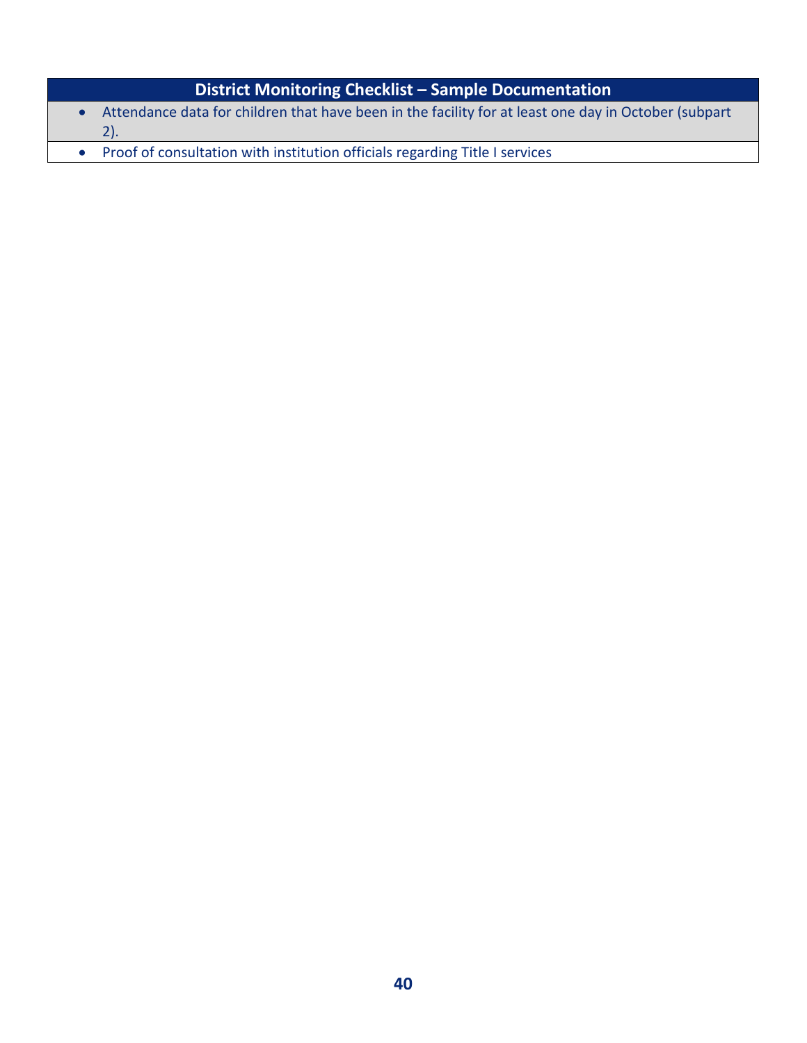| District Monitoring Checklist – Sample Documentation |
| --- |
| • Attendance data for children that have been in the facility for at least one day in October (subpart 2). |
| • Proof of consultation with institution officials regarding Title I services |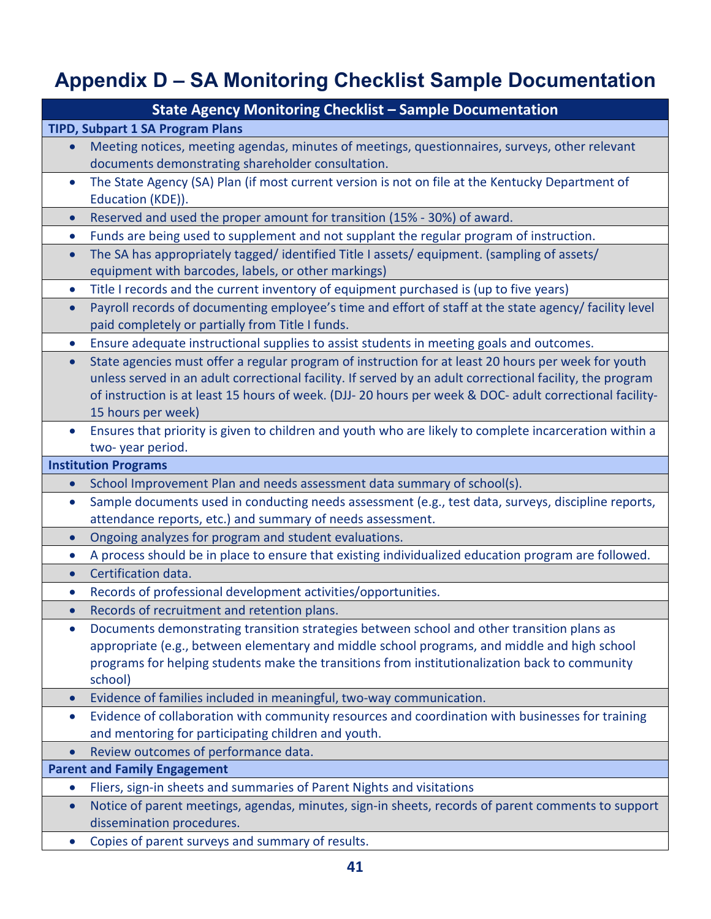# Appendix D – SA Monitoring Checklist Sample Documentation

| State Agency Monitoring Checklist – Sample Documentation |
|---|
| **TIPD, Subpart 1 SA Program Plans** |
| • Meeting notices, meeting agendas, minutes of meetings, questionnaires, surveys, other relevant documents demonstrating shareholder consultation. |
| • The State Agency (SA) Plan (if most current version is not on file at the Kentucky Department of Education (KDE)). |
| • Reserved and used the proper amount for transition (15% - 30%) of award. |
| • Funds are being used to supplement and not supplant the regular program of instruction. |
| • The SA has appropriately tagged/ identified Title I assets/ equipment. (sampling of assets/ equipment with barcodes, labels, or other markings) |
| • Title I records and the current inventory of equipment purchased is (up to five years) |
| • Payroll records of documenting employee's time and effort of staff at the state agency/ facility level paid completely or partially from Title I funds. |
| • Ensure adequate instructional supplies to assist students in meeting goals and outcomes. |
| • State agencies must offer a regular program of instruction for at least 20 hours per week for youth unless served in an adult correctional facility. If served by an adult correctional facility, the program of instruction is at least 15 hours of week. (DJJ- 20 hours per week & DOC- adult correctional facility- 15 hours per week) |
| • Ensures that priority is given to children and youth who are likely to complete incarceration within a two- year period. |
| **Institution Programs** |
| • School Improvement Plan and needs assessment data summary of school(s). |
| • Sample documents used in conducting needs assessment (e.g., test data, surveys, discipline reports, attendance reports, etc.) and summary of needs assessment. |
| • Ongoing analyzes for program and student evaluations. |
| • A process should be in place to ensure that existing individualized education program are followed. |
| • Certification data. |
| • Records of professional development activities/opportunities. |
| • Records of recruitment and retention plans. |
| • Documents demonstrating transition strategies between school and other transition plans as appropriate (e.g., between elementary and middle school programs, and middle and high school programs for helping students make the transitions from institutionalization back to community school) |
| • Evidence of families included in meaningful, two-way communication. |
| • Evidence of collaboration with community resources and coordination with businesses for training and mentoring for participating children and youth. |
| • Review outcomes of performance data. |
| **Parent and Family Engagement** |
| • Fliers, sign-in sheets and summaries of Parent Nights and visitations |
| • Notice of parent meetings, agendas, minutes, sign-in sheets, records of parent comments to support dissemination procedures. |
| • Copies of parent surveys and summary of results. |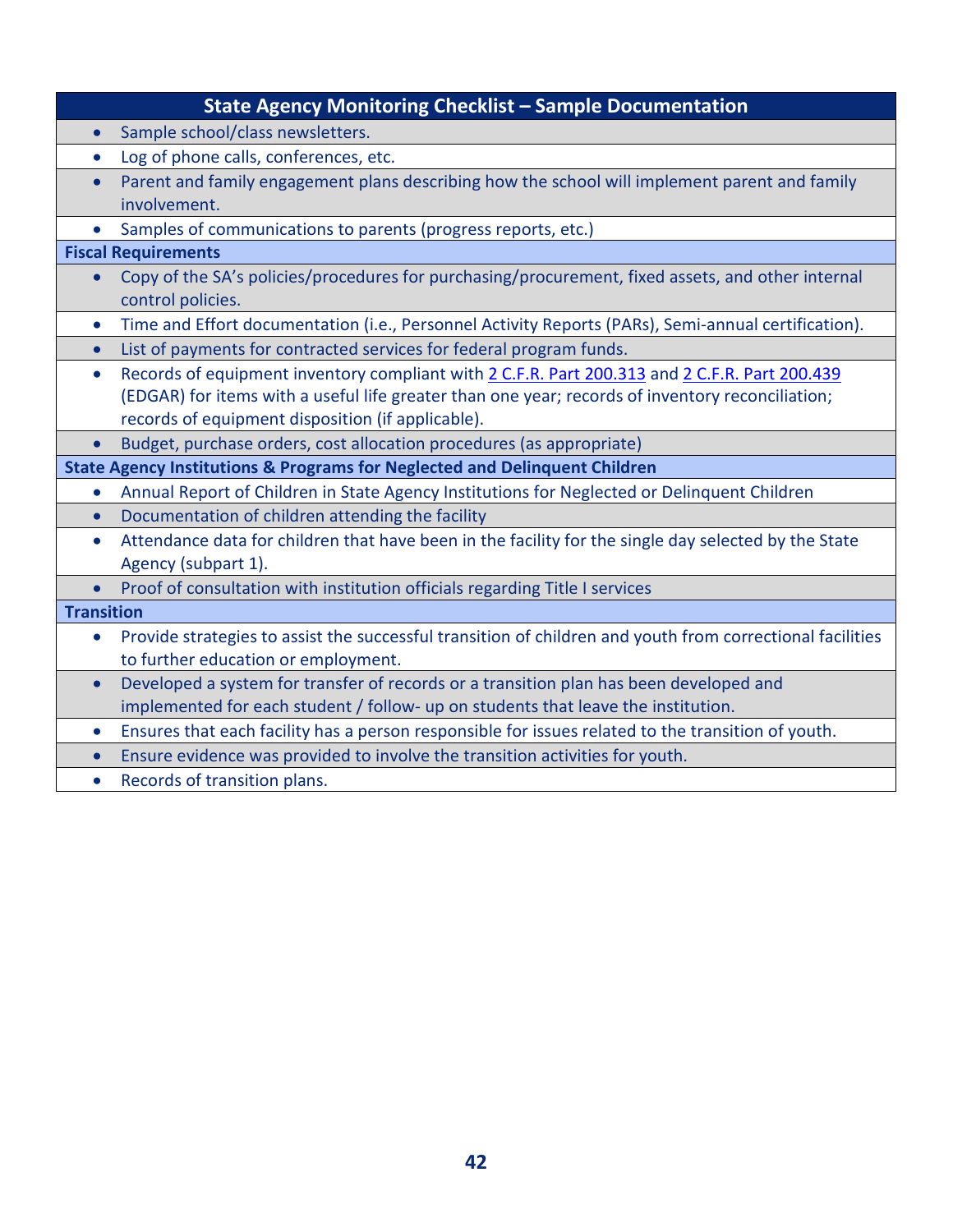| State Agency Monitoring Checklist – Sample Documentation |
|---|
| • Sample school/class newsletters. |
| • Log of phone calls, conferences, etc. |
| • Parent and family engagement plans describing how the school will implement parent and family involvement. |
| • Samples of communications to parents (progress reports, etc.) |
| **Fiscal Requirements** |
| • Copy of the SA's policies/procedures for purchasing/procurement, fixed assets, and other internal control policies. |
| • Time and Effort documentation (i.e., Personnel Activity Reports (PARs), Semi-annual certification). |
| • List of payments for contracted services for federal program funds. |
| • Records of equipment inventory compliant with 2 C.F.R. Part 200.313 and 2 C.F.R. Part 200.439 (EDGAR) for items with a useful life greater than one year; records of inventory reconciliation; records of equipment disposition (if applicable). |
| • Budget, purchase orders, cost allocation procedures (as appropriate) |
| **State Agency Institutions & Programs for Neglected and Delinquent Children** |
| • Annual Report of Children in State Agency Institutions for Neglected or Delinquent Children |
| • Documentation of children attending the facility |
| • Attendance data for children that have been in the facility for the single day selected by the State Agency (subpart 1). |
| • Proof of consultation with institution officials regarding Title I services |
| **Transition** |
| • Provide strategies to assist the successful transition of children and youth from correctional facilities to further education or employment. |
| • Developed a system for transfer of records or a transition plan has been developed and implemented for each student / follow- up on students that leave the institution. |
| • Ensures that each facility has a person responsible for issues related to the transition of youth. |
| • Ensure evidence was provided to involve the transition activities for youth. |
| • Records of transition plans. |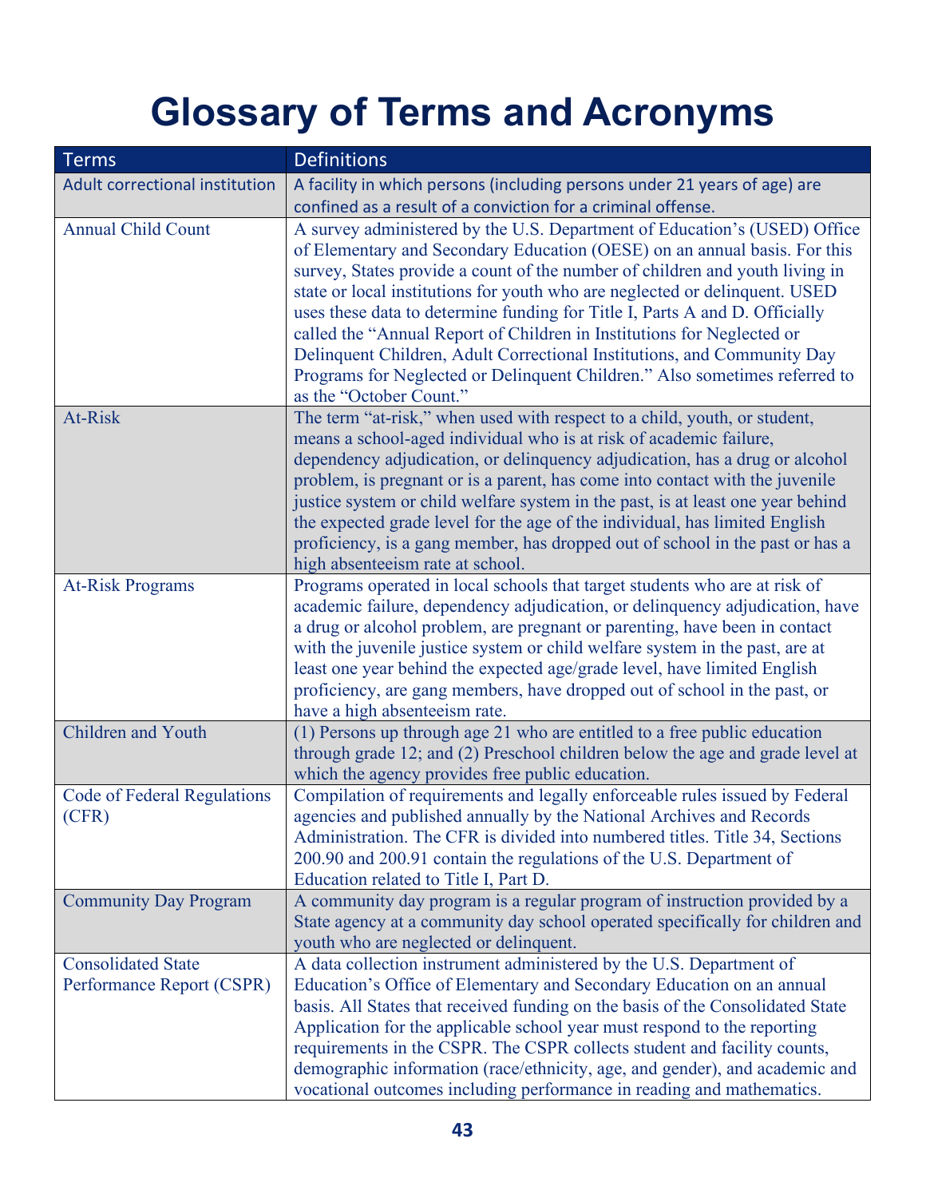# Glossary of Terms and Acronyms

| Terms | Definitions |
| --- | --- |
| Adult correctional institution | A facility in which persons (including persons under 21 years of age) are confined as a result of a conviction for a criminal offense. |
| Annual Child Count | A survey administered by the U.S. Department of Education's (USED) Office of Elementary and Secondary Education (OESE) on an annual basis. For this survey, States provide a count of the number of children and youth living in state or local institutions for youth who are neglected or delinquent. USED uses these data to determine funding for Title I, Parts A and D. Officially called the "Annual Report of Children in Institutions for Neglected or Delinquent Children, Adult Correctional Institutions, and Community Day Programs for Neglected or Delinquent Children." Also sometimes referred to as the "October Count." |
| At-Risk | The term "at-risk," when used with respect to a child, youth, or student, means a school-aged individual who is at risk of academic failure, dependency adjudication, or delinquency adjudication, has a drug or alcohol problem, is pregnant or is a parent, has come into contact with the juvenile justice system or child welfare system in the past, is at least one year behind the expected grade level for the age of the individual, has limited English proficiency, is a gang member, has dropped out of school in the past or has a high absenteeism rate at school. |
| At-Risk Programs | Programs operated in local schools that target students who are at risk of academic failure, dependency adjudication, or delinquency adjudication, have a drug or alcohol problem, are pregnant or parenting, have been in contact with the juvenile justice system or child welfare system in the past, are at least one year behind the expected age/grade level, have limited English proficiency, are gang members, have dropped out of school in the past, or have a high absenteeism rate. |
| Children and Youth | (1) Persons up through age 21 who are entitled to a free public education through grade 12; and (2) Preschool children below the age and grade level at which the agency provides free public education. |
| Code of Federal Regulations (CFR) | Compilation of requirements and legally enforceable rules issued by Federal agencies and published annually by the National Archives and Records Administration. The CFR is divided into numbered titles. Title 34, Sections 200.90 and 200.91 contain the regulations of the U.S. Department of Education related to Title I, Part D. |
| Community Day Program | A community day program is a regular program of instruction provided by a State agency at a community day school operated specifically for children and youth who are neglected or delinquent. |
| Consolidated State Performance Report (CSPR) | A data collection instrument administered by the U.S. Department of Education's Office of Elementary and Secondary Education on an annual basis. All States that received funding on the basis of the Consolidated State Application for the applicable school year must respond to the reporting requirements in the CSPR. The CSPR collects student and facility counts, demographic information (race/ethnicity, age, and gender), and academic and vocational outcomes including performance in reading and mathematics. |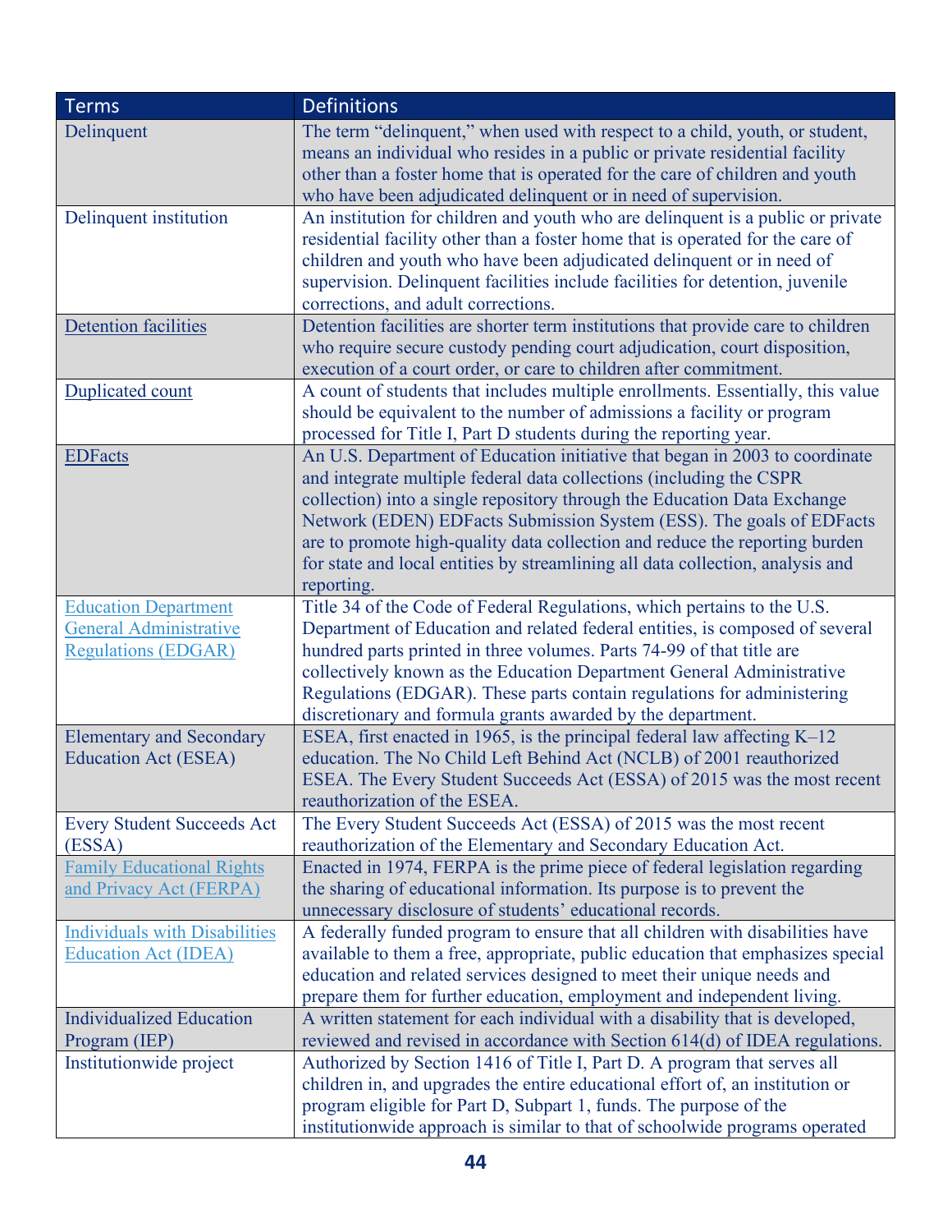| Terms | Definitions |
|---|---|
| Delinquent | The term "delinquent," when used with respect to a child, youth, or student, means an individual who resides in a public or private residential facility other than a foster home that is operated for the care of children and youth who have been adjudicated delinquent or in need of supervision. |
| Delinquent institution | An institution for children and youth who are delinquent is a public or private residential facility other than a foster home that is operated for the care of children and youth who have been adjudicated delinquent or in need of supervision. Delinquent facilities include facilities for detention, juvenile corrections, and adult corrections. |
| Detention facilities | Detention facilities are shorter term institutions that provide care to children who require secure custody pending court adjudication, court disposition, execution of a court order, or care to children after commitment. |
| Duplicated count | A count of students that includes multiple enrollments. Essentially, this value should be equivalent to the number of admissions a facility or program processed for Title I, Part D students during the reporting year. |
| EDFacts | An U.S. Department of Education initiative that began in 2003 to coordinate and integrate multiple federal data collections (including the CSPR collection) into a single repository through the Education Data Exchange Network (EDEN) EDFacts Submission System (ESS). The goals of EDFacts are to promote high-quality data collection and reduce the reporting burden for state and local entities by streamlining all data collection, analysis and reporting. |
| Education Department General Administrative Regulations (EDGAR) | Title 34 of the Code of Federal Regulations, which pertains to the U.S. Department of Education and related federal entities, is composed of several hundred parts printed in three volumes. Parts 74-99 of that title are collectively known as the Education Department General Administrative Regulations (EDGAR). These parts contain regulations for administering discretionary and formula grants awarded by the department. |
| Elementary and Secondary Education Act (ESEA) | ESEA, first enacted in 1965, is the principal federal law affecting K–12 education. The No Child Left Behind Act (NCLB) of 2001 reauthorized ESEA. The Every Student Succeeds Act (ESSA) of 2015 was the most recent reauthorization of the ESEA. |
| Every Student Succeeds Act (ESSA) | The Every Student Succeeds Act (ESSA) of 2015 was the most recent reauthorization of the Elementary and Secondary Education Act. |
| Family Educational Rights and Privacy Act (FERPA) | Enacted in 1974, FERPA is the prime piece of federal legislation regarding the sharing of educational information. Its purpose is to prevent the unnecessary disclosure of students' educational records. |
| Individuals with Disabilities Education Act (IDEA) | A federally funded program to ensure that all children with disabilities have available to them a free, appropriate, public education that emphasizes special education and related services designed to meet their unique needs and prepare them for further education, employment and independent living. |
| Individualized Education Program (IEP) | A written statement for each individual with a disability that is developed, reviewed and revised in accordance with Section 614(d) of IDEA regulations. |
| Institutionwide project | Authorized by Section 1416 of Title I, Part D. A program that serves all children in, and upgrades the entire educational effort of, an institution or program eligible for Part D, Subpart 1, funds. The purpose of the institutionwide approach is similar to that of schoolwide programs operated |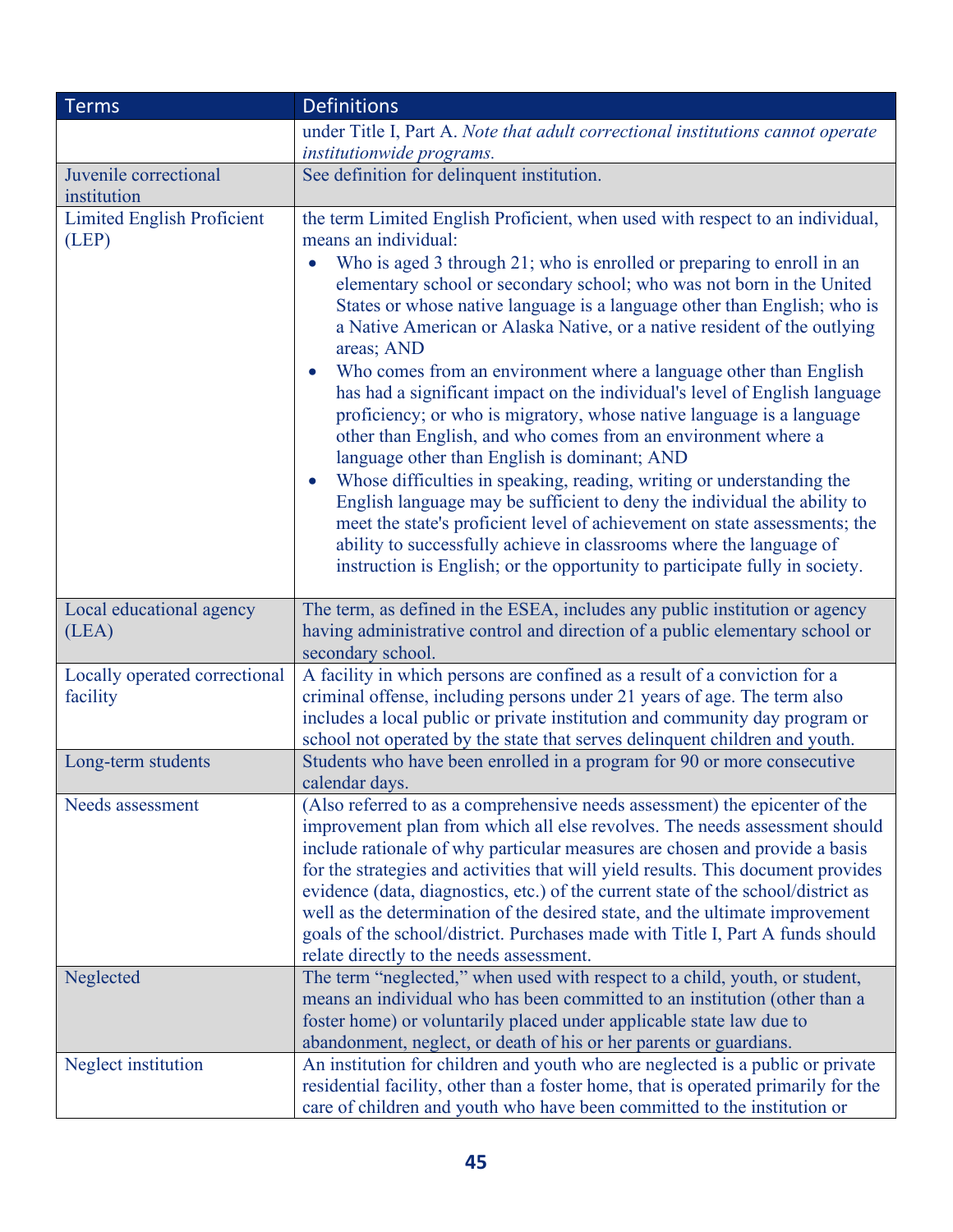| Terms | Definitions |
|---|---|
| | under Title I, Part A. *Note that adult correctional institutions cannot operate institutionwide programs.* |
| Juvenile correctional institution | See definition for delinquent institution. |
| Limited English Proficient (LEP) | the term Limited English Proficient, when used with respect to an individual, means an individual: <ul><li>Who is aged 3 through 21; who is enrolled or preparing to enroll in an elementary school or secondary school; who was not born in the United States or whose native language is a language other than English; who is a Native American or Alaska Native, or a native resident of the outlying areas; AND</li><li>Who comes from an environment where a language other than English has had a significant impact on the individual's level of English language proficiency; or who is migratory, whose native language is a language other than English, and who comes from an environment where a language other than English is dominant; AND</li><li>Whose difficulties in speaking, reading, writing or understanding the English language may be sufficient to deny the individual the ability to meet the state's proficient level of achievement on state assessments; the ability to successfully achieve in classrooms where the language of instruction is English; or the opportunity to participate fully in society.</li></ul> |
| Local educational agency (LEA) | The term, as defined in the ESEA, includes any public institution or agency having administrative control and direction of a public elementary school or secondary school. |
| Locally operated correctional facility | A facility in which persons are confined as a result of a conviction for a criminal offense, including persons under 21 years of age. The term also includes a local public or private institution and community day program or school not operated by the state that serves delinquent children and youth. |
| Long-term students | Students who have been enrolled in a program for 90 or more consecutive calendar days. |
| Needs assessment | (Also referred to as a comprehensive needs assessment) the epicenter of the improvement plan from which all else revolves. The needs assessment should include rationale of why particular measures are chosen and provide a basis for the strategies and activities that will yield results. This document provides evidence (data, diagnostics, etc.) of the current state of the school/district as well as the determination of the desired state, and the ultimate improvement goals of the school/district. Purchases made with Title I, Part A funds should relate directly to the needs assessment. |
| Neglected | The term "neglected," when used with respect to a child, youth, or student, means an individual who has been committed to an institution (other than a foster home) or voluntarily placed under applicable state law due to abandonment, neglect, or death of his or her parents or guardians. |
| Neglect institution | An institution for children and youth who are neglected is a public or private residential facility, other than a foster home, that is operated primarily for the care of children and youth who have been committed to the institution or |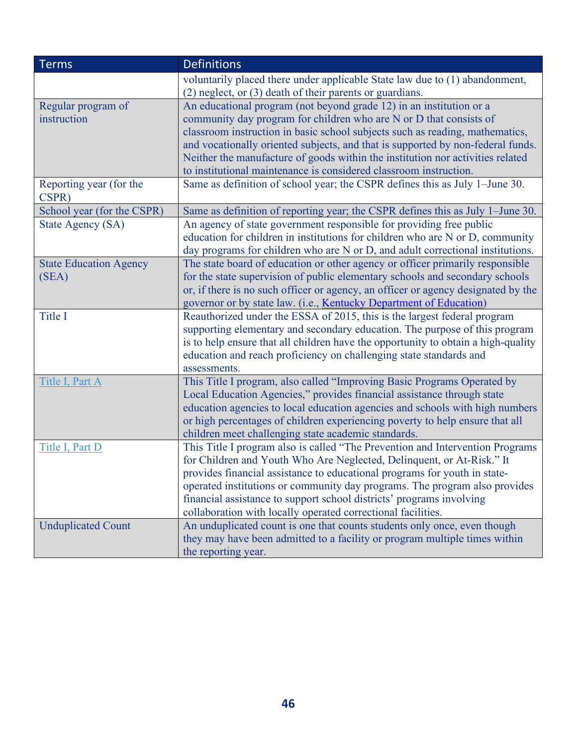| Terms | Definitions |
|---|---|
| | voluntarily placed there under applicable State law due to (1) abandonment, (2) neglect, or (3) death of their parents or guardians. |
| Regular program of instruction | An educational program (not beyond grade 12) in an institution or a community day program for children who are N or D that consists of classroom instruction in basic school subjects such as reading, mathematics, and vocationally oriented subjects, and that is supported by non-federal funds. Neither the manufacture of goods within the institution nor activities related to institutional maintenance is considered classroom instruction. |
| Reporting year (for the CSPR) | Same as definition of school year; the CSPR defines this as July 1–June 30. |
| School year (for the CSPR) | Same as definition of reporting year; the CSPR defines this as July 1–June 30. |
| State Agency (SA) | An agency of state government responsible for providing free public education for children in institutions for children who are N or D, community day programs for children who are N or D, and adult correctional institutions. |
| State Education Agency (SEA) | The state board of education or other agency or officer primarily responsible for the state supervision of public elementary schools and secondary schools or, if there is no such officer or agency, an officer or agency designated by the governor or by state law. (i.e., Kentucky Department of Education) |
| Title I | Reauthorized under the ESSA of 2015, this is the largest federal program supporting elementary and secondary education. The purpose of this program is to help ensure that all children have the opportunity to obtain a high-quality education and reach proficiency on challenging state standards and assessments. |
| Title I, Part A | This Title I program, also called "Improving Basic Programs Operated by Local Education Agencies," provides financial assistance through state education agencies to local education agencies and schools with high numbers or high percentages of children experiencing poverty to help ensure that all children meet challenging state academic standards. |
| Title I, Part D | This Title I program also is called "The Prevention and Intervention Programs for Children and Youth Who Are Neglected, Delinquent, or At-Risk." It provides financial assistance to educational programs for youth in state-operated institutions or community day programs. The program also provides financial assistance to support school districts' programs involving collaboration with locally operated correctional facilities. |
| Unduplicated Count | An unduplicated count is one that counts students only once, even though they may have been admitted to a facility or program multiple times within the reporting year. |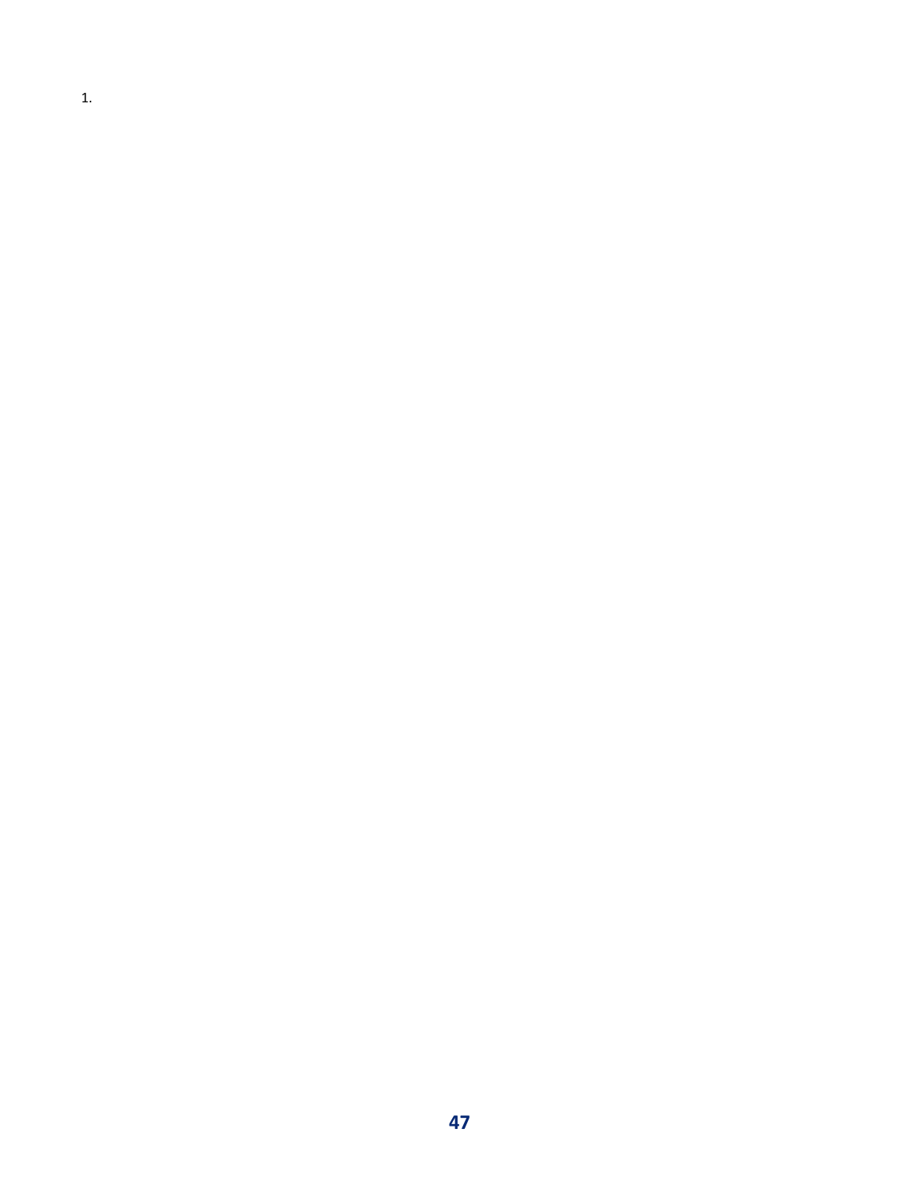1.